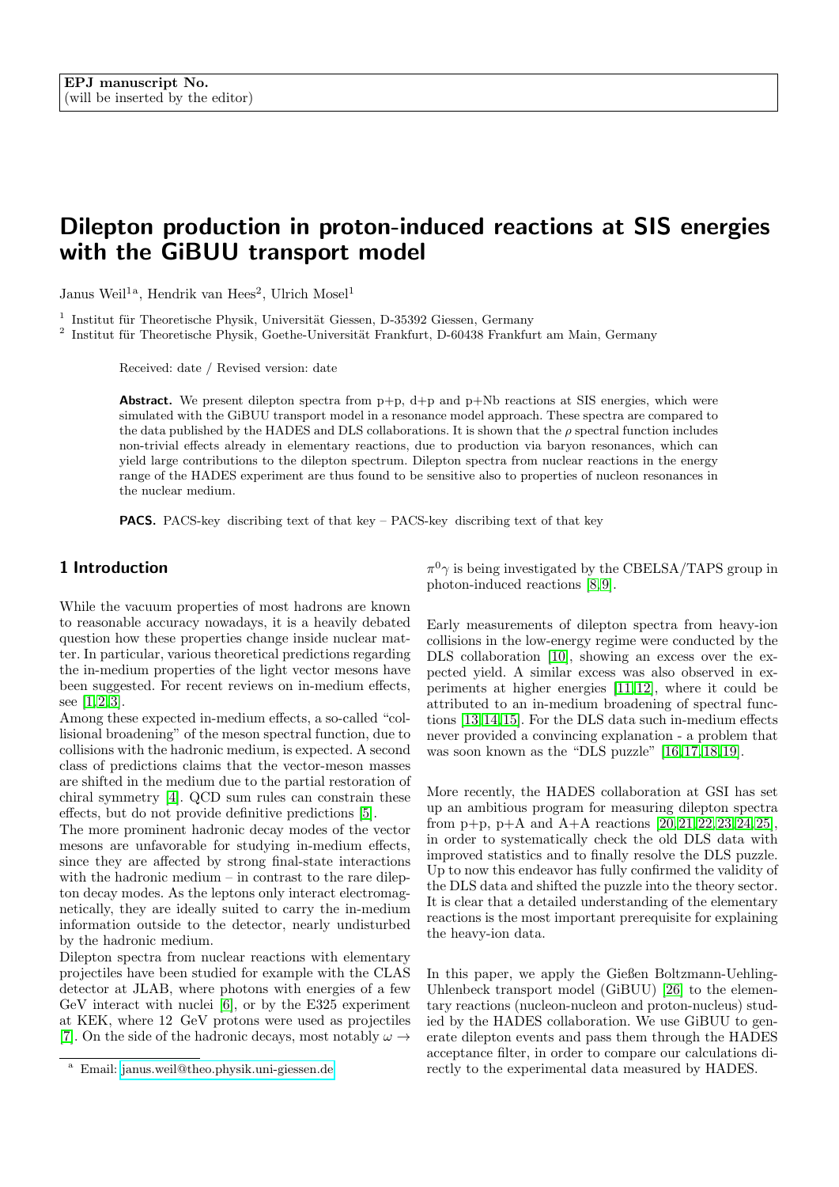EPJ manuscript No.
(will be inserted by the editor)

# Dilepton production in proton-induced reactions at SIS energies with the GiBUU transport model

Janus Weil[1a], Hendrik van Hees[2], Ulrich Mosel[1]

[1] Institut für Theoretische Physik, Universität Giessen, D-35392 Giessen, Germany
[2] Institut für Theoretische Physik, Goethe-Universität Frankfurt, D-60438 Frankfurt am Main, Germany

Received: date / Revised version: date

**Abstract.** We present dilepton spectra from p+p, d+p and p+Nb reactions at SIS energies, which were simulated with the GiBUU transport model in a resonance model approach. These spectra are compared to the data published by the HADES and DLS collaborations. It is shown that the $\rho$ spectral function includes non-trivial effects already in elementary reactions, due to production via baryon resonances, which can yield large contributions to the dilepton spectrum. Dilepton spectra from nuclear reactions in the energy range of the HADES experiment are thus found to be sensitive also to properties of nucleon resonances in the nuclear medium.

**PACS.** PACS-key discribing text of that key – PACS-key discribing text of that key

## 1 Introduction

While the vacuum properties of most hadrons are known to reasonable accuracy nowadays, it is a heavily debated question how these properties change inside nuclear matter. In particular, various theoretical predictions regarding the in-medium properties of the light vector mesons have been suggested. For recent reviews on in-medium effects, see [1,2,3].

Among these expected in-medium effects, a so-called "collisional broadening" of the meson spectral function, due to collisions with the hadronic medium, is expected. A second class of predictions claims that the vector-meson masses are shifted in the medium due to the partial restoration of chiral symmetry [4]. QCD sum rules can constrain these effects, but do not provide definitive predictions [5].

The more prominent hadronic decay modes of the vector mesons are unfavorable for studying in-medium effects, since they are affected by strong final-state interactions with the hadronic medium – in contrast to the rare dilepton decay modes. As the leptons only interact electromagnetically, they are ideally suited to carry the in-medium information outside to the detector, nearly undisturbed by the hadronic medium.

Dilepton spectra from nuclear reactions with elementary projectiles have been studied for example with the CLAS detector at JLAB, where photons with energies of a few GeV interact with nuclei [6], or by the E325 experiment at KEK, where 12 GeV protons were used as projectiles [7]. On the side of the hadronic decays, most notably $\omega \to \pi^0\gamma$ is being investigated by the CBELSA/TAPS group in photon-induced reactions [8,9].

Early measurements of dilepton spectra from heavy-ion collisions in the low-energy regime were conducted by the DLS collaboration [10], showing an excess over the expected yield. A similar excess was also observed in experiments at higher energies [11,12], where it could be attributed to an in-medium broadening of spectral functions [13,14,15]. For the DLS data such in-medium effects never provided a convincing explanation - a problem that was soon known as the "DLS puzzle" [16,17,18,19].

More recently, the HADES collaboration at GSI has set up an ambitious program for measuring dilepton spectra from p+p, p+A and A+A reactions [20,21,22,23,24,25], in order to systematically check the old DLS data with improved statistics and to finally resolve the DLS puzzle. Up to now this endeavor has fully confirmed the validity of the DLS data and shifted the puzzle into the theory sector. It is clear that a detailed understanding of the elementary reactions is the most important prerequisite for explaining the heavy-ion data.

In this paper, we apply the Gießen Boltzmann-Uehling-Uhlenbeck transport model (GiBUU) [26] to the elementary reactions (nucleon-nucleon and proton-nucleus) studied by the HADES collaboration. We use GiBUU to generate dilepton events and pass them through the HADES acceptance filter, in order to compare our calculations directly to the experimental data measured by HADES.

[a] Email: janus.weil@theo.physik.uni-giessen.de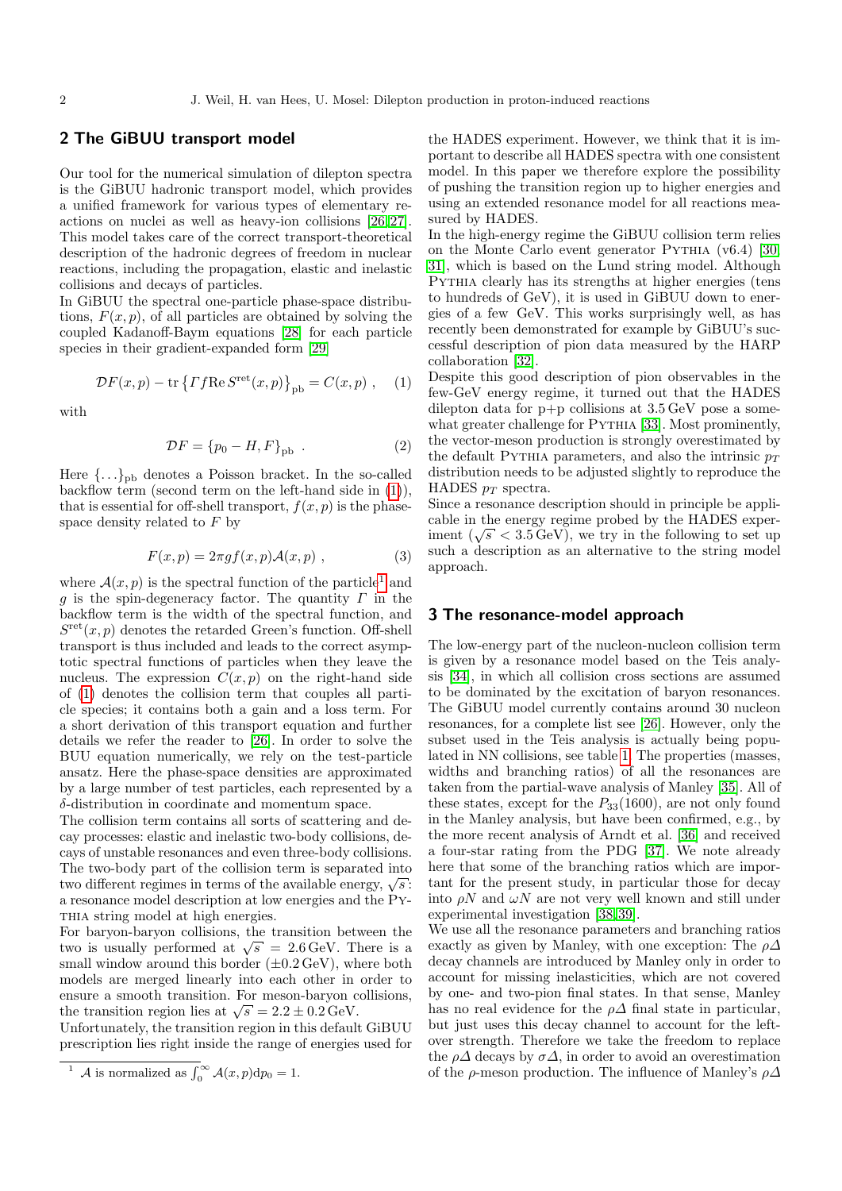## 2 The GiBUU transport model

Our tool for the numerical simulation of dilepton spectra is the GiBUU hadronic transport model, which provides a unified framework for various types of elementary reactions on nuclei as well as heavy-ion collisions [26,27]. This model takes care of the correct transport-theoretical description of the hadronic degrees of freedom in nuclear reactions, including the propagation, elastic and inelastic collisions and decays of particles.

In GiBUU the spectral one-particle phase-space distributions, $F(x,p)$, of all particles are obtained by solving the coupled Kadanoff-Baym equations [28] for each particle species in their gradient-expanded form [29]

$$\mathcal{D}F(x,p) - \mathrm{tr}\left\{\Gamma f \mathrm{Re}\, S^{\mathrm{ret}}(x,p)\right\}_{\mathrm{pb}} = C(x,p)\ , \quad (1)$$

with

$$\mathcal{D}F = \{p_0 - H, F\}_{\mathrm{pb}}\ . \quad (2)$$

Here $\{\ldots\}_{\mathrm{pb}}$ denotes a Poisson bracket. In the so-called backflow term (second term on the left-hand side in (1)), that is essential for off-shell transport, $f(x,p)$ is the phase-space density related to $F$ by

$$F(x,p) = 2\pi g f(x,p) \mathcal{A}(x,p)\ , \quad (3)$$

where $\mathcal{A}(x,p)$ is the spectral function of the particle[1] and $g$ is the spin-degeneracy factor. The quantity $\Gamma$ in the backflow term is the width of the spectral function, and $S^{\mathrm{ret}}(x,p)$ denotes the retarded Green's function. Off-shell transport is thus included and leads to the correct asymptotic spectral functions of particles when they leave the nucleus. The expression $C(x,p)$ on the right-hand side of (1) denotes the collision term that couples all particle species; it contains both a gain and a loss term. For a short derivation of this transport equation and further details we refer the reader to [26]. In order to solve the BUU equation numerically, we rely on the test-particle ansatz. Here the phase-space densities are approximated by a large number of test particles, each represented by a $\delta$-distribution in coordinate and momentum space.

The collision term contains all sorts of scattering and decay processes: elastic and inelastic two-body collisions, decays of unstable resonances and even three-body collisions. The two-body part of the collision term is separated into two different regimes in terms of the available energy, $\sqrt{s}$: a resonance model description at low energies and the Pythia string model at high energies.

For baryon-baryon collisions, the transition between the two is usually performed at $\sqrt{s} = 2.6\,\mathrm{GeV}$. There is a small window around this border ($\pm 0.2\,\mathrm{GeV}$), where both models are merged linearly into each other in order to ensure a smooth transition. For meson-baryon collisions, the transition region lies at $\sqrt{s} = 2.2 \pm 0.2\,\mathrm{GeV}$.

Unfortunately, the transition region in this default GiBUU prescription lies right inside the range of energies used for the HADES experiment. However, we think that it is important to describe all HADES spectra with one consistent model. In this paper we therefore explore the possibility of pushing the transition region up to higher energies and using an extended resonance model for all reactions measured by HADES.

In the high-energy regime the GiBUU collision term relies on the Monte Carlo event generator Pythia (v6.4) [30,31], which is based on the Lund string model. Although Pythia clearly has its strengths at higher energies (tens to hundreds of GeV), it is used in GiBUU down to energies of a few GeV. This works surprisingly well, as has recently been demonstrated for example by GiBUU's successful description of pion data measured by the HARP collaboration [32].

Despite this good description of pion observables in the few-GeV energy regime, it turned out that the HADES dilepton data for p+p collisions at 3.5 GeV pose a somewhat greater challenge for Pythia [33]. Most prominently, the vector-meson production is strongly overestimated by the default Pythia parameters, and also the intrinsic $p_T$ distribution needs to be adjusted slightly to reproduce the HADES $p_T$ spectra.

Since a resonance description should in principle be applicable in the energy regime probed by the HADES experiment ($\sqrt{s} < 3.5\,\mathrm{GeV}$), we try in the following to set up such a description as an alternative to the string model approach.

## 3 The resonance-model approach

The low-energy part of the nucleon-nucleon collision term is given by a resonance model based on the Teis analysis [34], in which all collision cross sections are assumed to be dominated by the excitation of baryon resonances. The GiBUU model currently contains around 30 nucleon resonances, for a complete list see [26]. However, only the subset used in the Teis analysis is actually being populated in NN collisions, see table 1. The properties (masses, widths and branching ratios) of all the resonances are taken from the partial-wave analysis of Manley [35]. All of these states, except for the $P_{33}(1600)$, are not only found in the Manley analysis, but have been confirmed, e.g., by the more recent analysis of Arndt et al. [36] and received a four-star rating from the PDG [37]. We note already here that some of the branching ratios which are important for the present study, in particular those for decay into $\rho N$ and $\omega N$ are not very well known and still under experimental investigation [38,39].

We use all the resonance parameters and branching ratios exactly as given by Manley, with one exception: The $\rho\Delta$ decay channels are introduced by Manley only in order to account for missing inelasticities, which are not covered by one- and two-pion final states. In that sense, Manley has no real evidence for the $\rho\Delta$ final state in particular, but just uses this decay channel to account for the leftover strength. Therefore we take the freedom to replace the $\rho\Delta$ decays by $\sigma\Delta$, in order to avoid an overestimation of the $\rho$-meson production. The influence of Manley's $\rho\Delta$

[1] $\mathcal{A}$ is normalized as $\int_0^\infty \mathcal{A}(x,p)\mathrm{d}p_0 = 1$.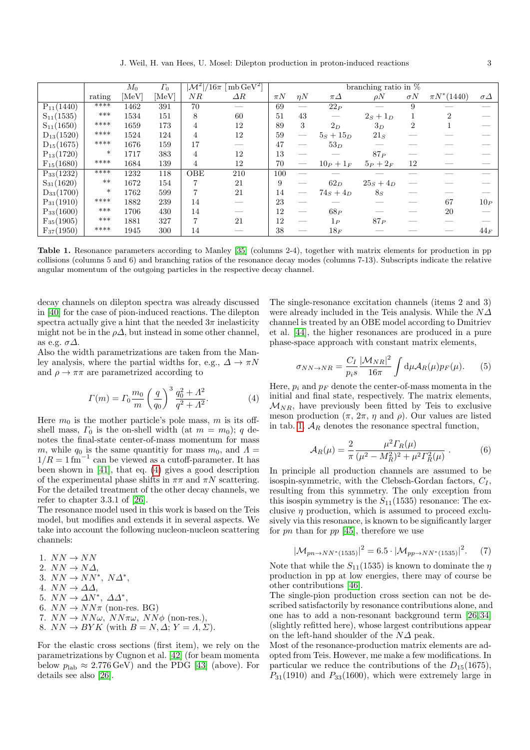| | rating | $M_0$ [MeV] | $\Gamma_0$ [MeV] | $\lvert\mathcal{M}^2\rvert/16\pi$ [mb GeV$^2$] $NR$ | $\Delta R$ | branching ratio in % $\pi N$ | $\eta N$ | $\pi\Delta$ | $\rho N$ | $\sigma N$ | $\pi N^*(1440)$ | $\sigma\Delta$ |
|---|---|---|---|---|---|---|---|---|---|---|---|---|
| $P_{11}(1440)$ | **** | 1462 | 391 | 70 | — | 69 | — | $22_P$ | — | 9 | — | — |
| $S_{11}(1535)$ | *** | 1534 | 151 | 8 | 60 | 51 | 43 | — | $2_S + 1_D$ | 1 | 2 | — |
| $S_{11}(1650)$ | **** | 1659 | 173 | 4 | 12 | 89 | 3 | $2_D$ | $3_D$ | 2 | 1 | — |
| $D_{13}(1520)$ | **** | 1524 | 124 | 4 | 12 | 59 | — | $5_S + 15_D$ | $21_S$ | — | — | — |
| $D_{15}(1675)$ | **** | 1676 | 159 | 17 | — | 47 | — | $53_D$ | — | — | — | — |
| $P_{13}(1720)$ | * | 1717 | 383 | 4 | 12 | 13 | — | — | $87_P$ | — | — | — |
| $F_{15}(1680)$ | **** | 1684 | 139 | 4 | 12 | 70 | — | $10_P + 1_F$ | $5_P + 2_F$ | 12 | — | — |
| $P_{33}(1232)$ | **** | 1232 | 118 | OBE | 210 | 100 | — | — | — | — | — | — |
| $S_{31}(1620)$ | ** | 1672 | 154 | 7 | 21 | 9 | — | $62_D$ | $25_S + 4_D$ | — | — | — |
| $D_{33}(1700)$ | * | 1762 | 599 | 7 | 21 | 14 | — | $74_S + 4_D$ | $8_S$ | — | — | — |
| $P_{31}(1910)$ | **** | 1882 | 239 | 14 | — | 23 | — | — | — | — | 67 | $10_P$ |
| $P_{33}(1600)$ | *** | 1706 | 430 | 14 | — | 12 | — | $68_P$ | — | — | 20 | — |
| $F_{35}(1905)$ | *** | 1881 | 327 | 7 | 21 | 12 | — | $1_P$ | $87_P$ | — | — | — |
| $F_{37}(1950)$ | **** | 1945 | 300 | 14 | — | 38 | — | $18_F$ | — | — | — | $44_F$ |

**Table 1.** Resonance parameters according to Manley [35] (columns 2-4), together with matrix elements for production in pp collisions (columns 5 and 6) and branching ratios of the resonance decay modes (columns 7-13). Subscripts indicate the relative angular momentum of the outgoing particles in the respective decay channel.

decay channels on dilepton spectra was already discussed in [40] for the case of pion-induced reactions. The dilepton spectra actually give a hint that the needed $3\pi$ inelasticity might not be in the $\rho\Delta$, but instead in some other channel, as e.g. $\sigma\Delta$.

Also the width parametrizations are taken from the Manley analysis, where the partial widths for, e.g., $\Delta \to \pi N$ and $\rho \to \pi\pi$ are parametrized according to

$$\Gamma(m) = \Gamma_0 \frac{m_0}{m} \left(\frac{q}{q_0}\right)^3 \frac{q_0^2 + \Lambda^2}{q^2 + \Lambda^2}. \qquad (4)$$

Here $m_0$ is the mother particle's pole mass, $m$ is its off-shell mass, $\Gamma_0$ is the on-shell width (at $m = m_0$); $q$ denotes the final-state center-of-mass momentum for mass $m$, while $q_0$ is the same quantitiy for mass $m_0$, and $\Lambda = 1/R = 1\,\mathrm{fm}^{-1}$ can be viewed as a cutoff-parameter. It has been shown in [41], that eq. (4) gives a good description of the experimental phase shifts in $\pi\pi$ and $\pi N$ scattering. For the detailed treatment of the other decay channels, we refer to chapter 3.3.1 of [26].

The resonance model used in this work is based on the Teis model, but modifies and extends it in several aspects. We take into account the following nucleon-nucleon scattering channels:

1. $NN \to NN$
2. $NN \to N\Delta$,
3. $NN \to NN^*$, $N\Delta^*$,
4. $NN \to \Delta\Delta$,
5. $NN \to \Delta N^*$, $\Delta\Delta^*$,
6. $NN \to NN\pi$ (non-res. BG)
7. $NN \to NN\omega$, $NN\pi\omega$, $NN\phi$ (non-res.),
8. $NN \to BYK$ (with $B = N, \Delta$; $Y = \Lambda, \Sigma$).

For the elastic cross sections (first item), we rely on the parametrizations by Cugnon et al. [42] (for beam momenta below $p_{\mathrm{lab}} \approx 2.776\,\mathrm{GeV}$) and the PDG [43] (above). For details see also [26].

The single-resonance excitation channels (items 2 and 3) were already included in the Teis analysis. While the $N\Delta$ channel is treated by an OBE model according to Dmitriev et al. [44], the higher resonances are produced in a pure phase-space approach with constant matrix elements,

$$\sigma_{NN\to NR} = \frac{C_I}{p_i s} \frac{|\mathcal{M}_{NR}|^2}{16\pi} \int \mathrm{d}\mu \mathcal{A}_R(\mu) p_F(\mu). \qquad (5)$$

Here, $p_i$ and $p_F$ denote the center-of-mass momenta in the initial and final state, respectively. The matrix elements, $\mathcal{M}_{NR}$, have previously been fitted by Teis to exclusive meson production ($\pi$, $2\pi$, $\eta$ and $\rho$). Our values are listed in tab. 1. $\mathcal{A}_R$ denotes the resonance spectral function,

$$\mathcal{A}_R(\mu) = \frac{2}{\pi} \frac{\mu^2 \Gamma_R(\mu)}{(\mu^2 - M_R^2)^2 + \mu^2 \Gamma_R^2(\mu)} . \qquad (6)$$

In principle all production channels are assumed to be isospin-symmetric, with the Clebsch-Gordan factors, $C_I$, resulting from this symmetry. The only exception from this isospin symmetry is the $S_{11}(1535)$ resonance: The exclusive $\eta$ production, which is assumed to proceed exclusively via this resonance, is known to be significantly larger for $pn$ than for $pp$ [45], therefore we use

$$|\mathcal{M}_{pn\to NN^*(1535)}|^2 = 6.5 \cdot |\mathcal{M}_{pp\to NN^*(1535)}|^2. \qquad (7)$$

Note that while the $S_{11}(1535)$ is known to dominate the $\eta$ production in pp at low energies, there may of course be other contributions [46].

The single-pion production cross section can not be described satisfactorily by resonance contributions alone, and one has to add a non-resonant background term [26,34] (slightly refitted here), whose largest contributions appear on the left-hand shoulder of the $N\Delta$ peak.

Most of the resonance-production matrix elements are adopted from Teis. However, me make a few modifications. In particular we reduce the contributions of the $D_{15}(1675)$, $P_{31}(1910)$ and $P_{33}(1600)$, which were extremely large in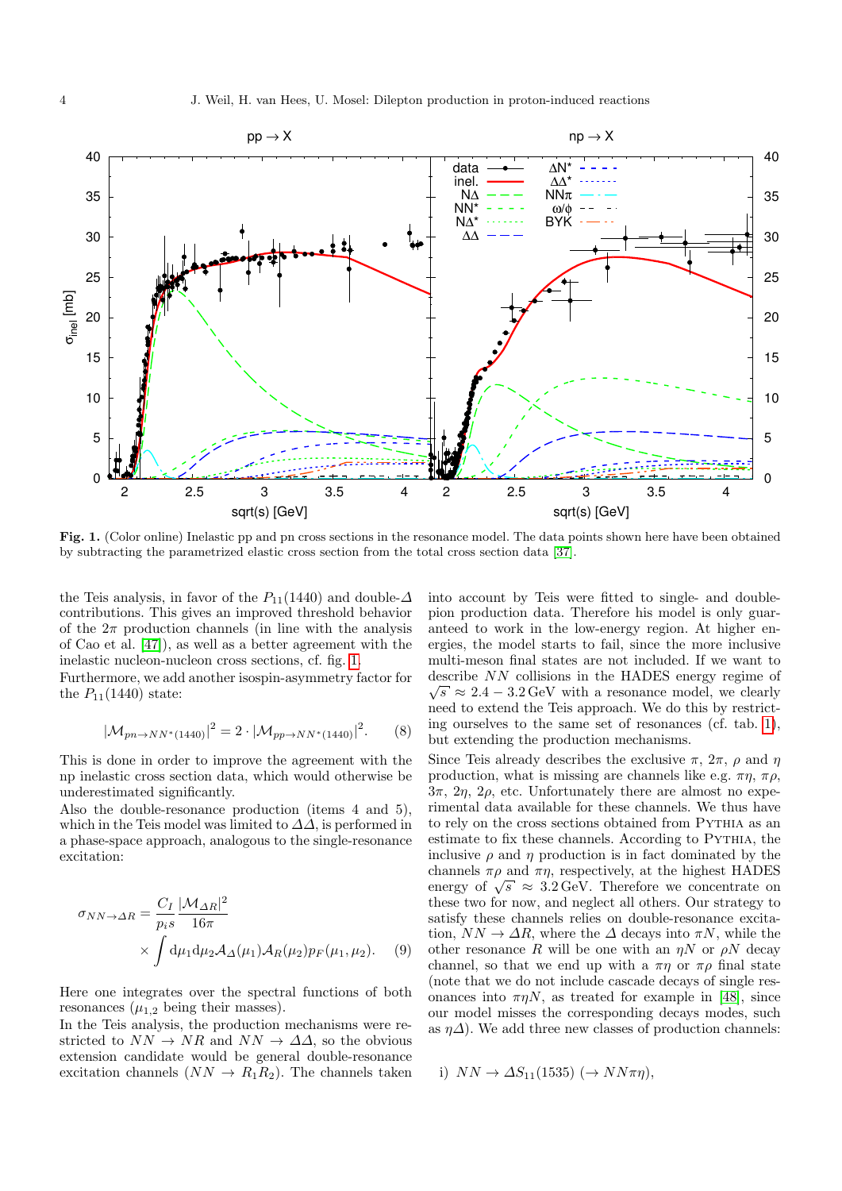**Fig. 1.** (Color online) Inelastic pp and pn cross sections in the resonance model. The data points shown here have been obtained by subtracting the parametrized elastic cross section from the total cross section data [37].

the Teis analysis, in favor of the $P_{11}(1440)$ and double-$\Delta$ contributions. This gives an improved threshold behavior of the $2\pi$ production channels (in line with the analysis of Cao et al. [47]), as well as a better agreement with the inelastic nucleon-nucleon cross sections, cf. fig. 1.

Furthermore, we add another isospin-asymmetry factor for the $P_{11}(1440)$ state:

$$|\mathcal{M}_{pn\to NN^*(1440)}|^2 = 2 \cdot |\mathcal{M}_{pp\to NN^*(1440)}|^2. \quad (8)$$

This is done in order to improve the agreement with the np inelastic cross section data, which would otherwise be underestimated significantly.

Also the double-resonance production (items 4 and 5), which in the Teis model was limited to $\Delta\Delta$, is performed in a phase-space approach, analogous to the single-resonance excitation:

$$\sigma_{NN\to\Delta R} = \frac{C_I}{p_i s}\frac{|\mathcal{M}_{\Delta R}|^2}{16\pi} \times \int \mathrm{d}\mu_1 \mathrm{d}\mu_2 \mathcal{A}_\Delta(\mu_1)\mathcal{A}_R(\mu_2) p_F(\mu_1,\mu_2). \quad (9)$$

Here one integrates over the spectral functions of both resonances ($\mu_{1,2}$ being their masses).

In the Teis analysis, the production mechanisms were restricted to $NN \to NR$ and $NN \to \Delta\Delta$, so the obvious extension candidate would be general double-resonance excitation channels ($NN \to R_1 R_2$). The channels taken into account by Teis were fitted to single- and double-pion production data. Therefore his model is only guaranteed to work in the low-energy region. At higher energies, the model starts to fail, since the more inclusive multi-meson final states are not included. If we want to describe $NN$ collisions in the HADES energy regime of $\sqrt{s} \approx 2.4 - 3.2\,\mathrm{GeV}$ with a resonance model, we clearly need to extend the Teis approach. We do this by restricting ourselves to the same set of resonances (cf. tab. 1), but extending the production mechanisms.

Since Teis already describes the exclusive $\pi$, $2\pi$, $\rho$ and $\eta$ production, what is missing are channels like e.g. $\pi\eta$, $\pi\rho$, $3\pi$, $2\eta$, $2\rho$, etc. Unfortunately there are almost no experimental data available for these channels. We thus have to rely on the cross sections obtained from Pythia as an estimate to fix these channels. According to Pythia, the inclusive $\rho$ and $\eta$ production is in fact dominated by the channels $\pi\rho$ and $\pi\eta$, respectively, at the highest HADES energy of $\sqrt{s} \approx 3.2\,\mathrm{GeV}$. Therefore we concentrate on these two for now, and neglect all others. Our strategy to satisfy these channels relies on double-resonance excitation, $NN \to \Delta R$, where the $\Delta$ decays into $\pi N$, while the other resonance $R$ will be one with an $\eta N$ or $\rho N$ decay channel, so that we end up with a $\pi\eta$ or $\pi\rho$ final state (note that we do not include cascade decays of single resonances into $\pi\eta N$, as treated for example in [48], since our model misses the corresponding decays modes, such as $\eta\Delta$). We add three new classes of production channels:

i) $NN \to \Delta S_{11}(1535)$ ($\to NN\pi\eta$),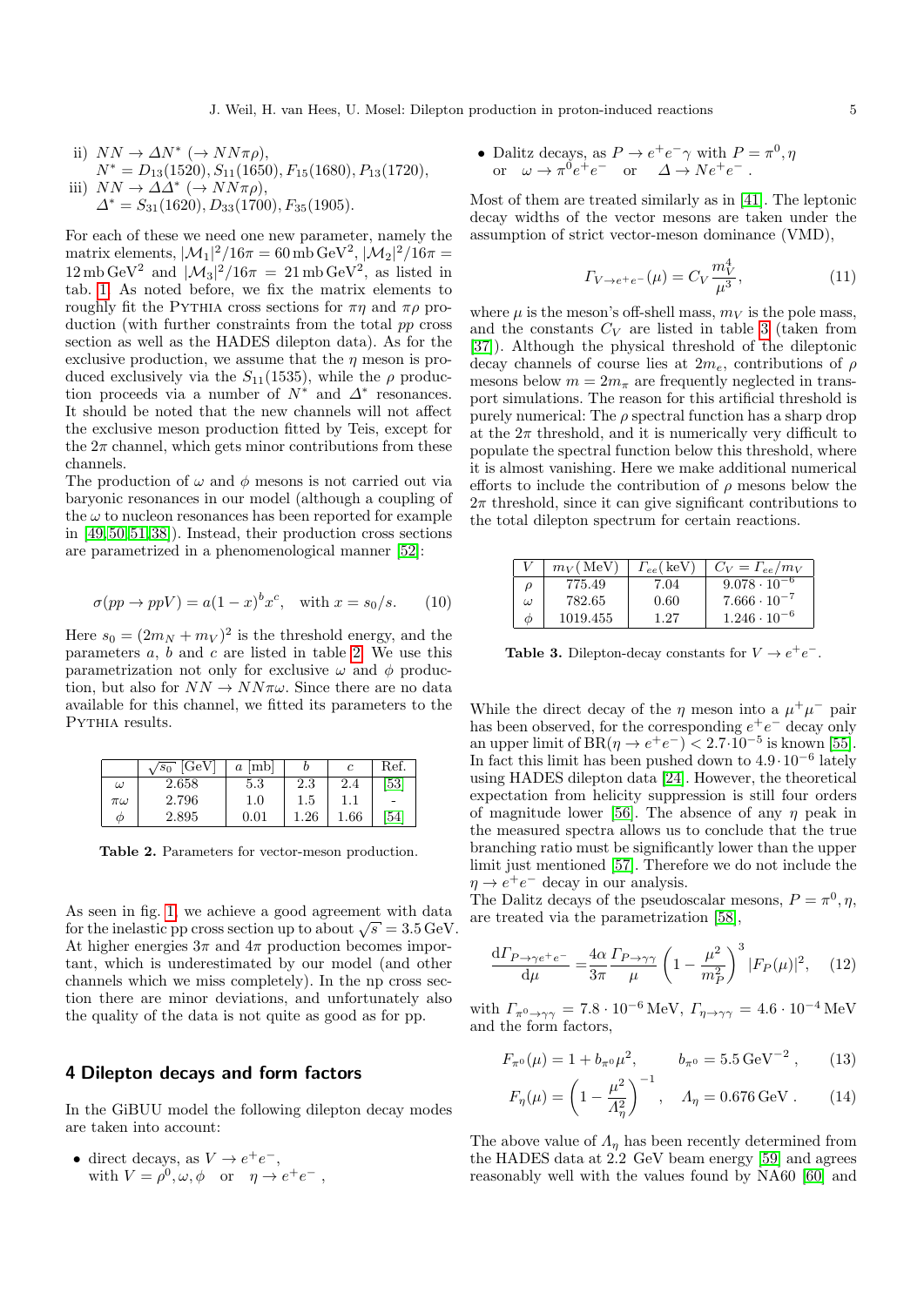ii) $NN \to \Delta N^* (\to NN\pi\rho)$,
$N^* = D_{13}(1520), S_{11}(1650), F_{15}(1680), P_{13}(1720)$,

iii) $NN \to \Delta\Delta^* (\to NN\pi\rho)$,
$\Delta^* = S_{31}(1620), D_{33}(1700), F_{35}(1905)$.

For each of these we need one new parameter, namely the matrix elements, $|\mathcal{M}_1|^2/16\pi = 60\,\text{mb}\,\text{GeV}^2$, $|\mathcal{M}_2|^2/16\pi = 12\,\text{mb}\,\text{GeV}^2$ and $|\mathcal{M}_3|^2/16\pi = 21\,\text{mb}\,\text{GeV}^2$, as listed in tab. 1. As noted before, we fix the matrix elements to roughly fit the Pythia cross sections for $\pi\eta$ and $\pi\rho$ production (with further constraints from the total $pp$ cross section as well as the HADES dilepton data). As for the exclusive production, we assume that the $\eta$ meson is produced exclusively via the $S_{11}(1535)$, while the $\rho$ production proceeds via a number of $N^*$ and $\Delta^*$ resonances. It should be noted that the new channels will not affect the exclusive meson production fitted by Teis, except for the $2\pi$ channel, which gets minor contributions from these channels.

The production of $\omega$ and $\phi$ mesons is not carried out via baryonic resonances in our model (although a coupling of the $\omega$ to nucleon resonances has been reported for example in [49,50,51,38]). Instead, their production cross sections are parametrized in a phenomenological manner [52]:

$$\sigma(pp \to ppV) = a(1-x)^b x^c, \quad \text{with } x = s_0/s. \qquad (10)$$

Here $s_0 = (2m_N + m_V)^2$ is the threshold energy, and the parameters $a$, $b$ and $c$ are listed in table 2. We use this parametrization not only for exclusive $\omega$ and $\phi$ production, but also for $NN \to NN\pi\omega$. Since there are no data available for this channel, we fitted its parameters to the Pythia results.

| | $\sqrt{s_0}$ [GeV] | $a$ [mb] | $b$ | $c$ | Ref. |
|---|---|---|---|---|---|
| $\omega$ | 2.658 | 5.3 | 2.3 | 2.4 | [53] |
| $\pi\omega$ | 2.796 | 1.0 | 1.5 | 1.1 | - |
| $\phi$ | 2.895 | 0.01 | 1.26 | 1.66 | [54] |

**Table 2.** Parameters for vector-meson production.

As seen in fig. 1, we achieve a good agreement with data for the inelastic pp cross section up to about $\sqrt{s} = 3.5\,\text{GeV}$. At higher energies $3\pi$ and $4\pi$ production becomes important, which is underestimated by our model (and other channels which we miss completely). In the np cross section there are minor deviations, and unfortunately also the quality of the data is not quite as good as for pp.

## 4 Dilepton decays and form factors

In the GiBUU model the following dilepton decay modes are taken into account:

- direct decays, as $V \to e^+e^-$,
  with $V = \rho^0, \omega, \phi$ or $\eta \to e^+e^-$,
- Dalitz decays, as $P \to e^+e^-\gamma$ with $P = \pi^0, \eta$
  or $\omega \to \pi^0 e^+e^-$ or $\Delta \to Ne^+e^-$.

Most of them are treated similarly as in [41]. The leptonic decay widths of the vector mesons are taken under the assumption of strict vector-meson dominance (VMD),

$$\Gamma_{V \to e^+e^-}(\mu) = C_V \frac{m_V^4}{\mu^3}, \qquad (11)$$

where $\mu$ is the meson's off-shell mass, $m_V$ is the pole mass, and the constants $C_V$ are listed in table 3 (taken from [37]). Although the physical threshold of the dileptonic decay channels of course lies at $2m_e$, contributions of $\rho$ mesons below $m = 2m_\pi$ are frequently neglected in transport simulations. The reason for this artificial threshold is purely numerical: The $\rho$ spectral function has a sharp drop at the $2\pi$ threshold, and it is numerically very difficult to populate the spectral function below this threshold, where it is almost vanishing. Here we make additional numerical efforts to include the contribution of $\rho$ mesons below the $2\pi$ threshold, since it can give significant contributions to the total dilepton spectrum for certain reactions.

| $V$ | $m_V$(MeV) | $\Gamma_{ee}$(keV) | $C_V = \Gamma_{ee}/m_V$ |
|---|---|---|---|
| $\rho$ | 775.49 | 7.04 | $9.078 \cdot 10^{-6}$ |
| $\omega$ | 782.65 | 0.60 | $7.666 \cdot 10^{-7}$ |
| $\phi$ | 1019.455 | 1.27 | $1.246 \cdot 10^{-6}$ |

**Table 3.** Dilepton-decay constants for $V \to e^+e^-$.

While the direct decay of the $\eta$ meson into a $\mu^+\mu^-$ pair has been observed, for the corresponding $e^+e^-$ decay only an upper limit of $\text{BR}(\eta \to e^+e^-) < 2.7 \cdot 10^{-5}$ is known [55]. In fact this limit has been pushed down to $4.9 \cdot 10^{-6}$ lately using HADES dilepton data [24]. However, the theoretical expectation from helicity suppression is still four orders of magnitude lower [56]. The absence of any $\eta$ peak in the measured spectra allows us to conclude that the true branching ratio must be significantly lower than the upper limit just mentioned [57]. Therefore we do not include the $\eta \to e^+e^-$ decay in our analysis.

The Dalitz decays of the pseudoscalar mesons, $P = \pi^0, \eta$, are treated via the parametrization [58],

$$\frac{\mathrm{d}\Gamma_{P \to \gamma e^+e^-}}{\mathrm{d}\mu} = \frac{4\alpha}{3\pi} \frac{\Gamma_{P \to \gamma\gamma}}{\mu} \left(1 - \frac{\mu^2}{m_P^2}\right)^3 |F_P(\mu)|^2, \qquad (12)$$

with $\Gamma_{\pi^0 \to \gamma\gamma} = 7.8 \cdot 10^{-6}\,\text{MeV}$, $\Gamma_{\eta \to \gamma\gamma} = 4.6 \cdot 10^{-4}\,\text{MeV}$ and the form factors,

$$F_{\pi^0}(\mu) = 1 + b_{\pi^0}\mu^2, \qquad b_{\pi^0} = 5.5\,\text{GeV}^{-2}, \qquad (13)$$

$$F_\eta(\mu) = \left(1 - \frac{\mu^2}{\Lambda_\eta^2}\right)^{-1}, \quad \Lambda_\eta = 0.676\,\text{GeV}. \qquad (14)$$

The above value of $\Lambda_\eta$ has been recently determined from the HADES data at 2.2 GeV beam energy [59] and agrees reasonably well with the values found by NA60 [60] and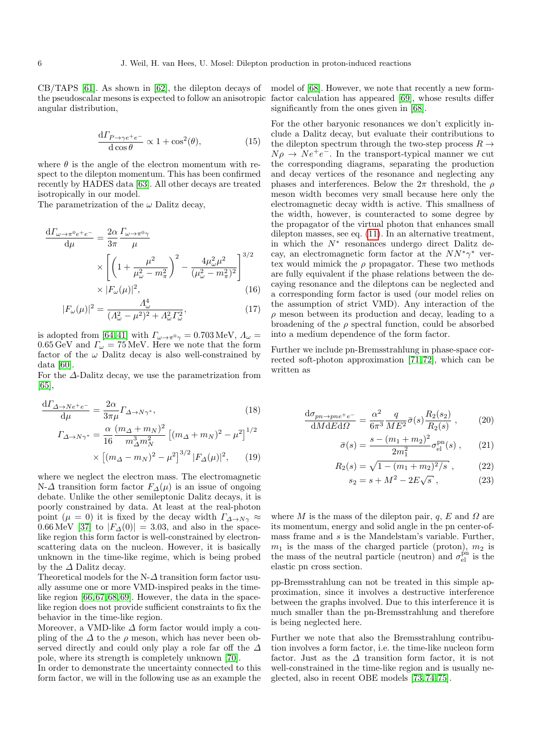CB/TAPS [61]. As shown in [62], the dilepton decays of the pseudoscalar mesons is expected to follow an anisotropic angular distribution,

$$\frac{\mathrm{d}\Gamma_{P\to\gamma e^+e^-}}{\mathrm{d}\cos\theta} \propto 1+\cos^2(\theta), \tag{15}$$

where $\theta$ is the angle of the electron momentum with respect to the dilepton momentum. This has been confirmed recently by HADES data [63]. All other decays are treated isotropically in our model.

The parametrization of the $\omega$ Dalitz decay,

$$\begin{aligned}\frac{\mathrm{d}\Gamma_{\omega\to\pi^0 e^+e^-}}{\mathrm{d}\mu} &= \frac{2\alpha}{3\pi}\frac{\Gamma_{\omega\to\pi^0\gamma}}{\mu} \\ &\times \left[\left(1+\frac{\mu^2}{\mu_\omega^2-m_\pi^2}\right)^2 - \frac{4\mu_\omega^2\mu^2}{(\mu_\omega^2-m_\pi^2)^2}\right]^{3/2} \\ &\times |F_\omega(\mu)|^2, \end{aligned} \tag{16}$$

$$|F_\omega(\mu)|^2 = \frac{\Lambda_\omega^4}{(\Lambda_\omega^2-\mu^2)^2+\Lambda_\omega^2\Gamma_\omega^2}, \tag{17}$$

is adopted from [64,41] with $\Gamma_{\omega\to\pi^0\gamma} = 0.703\,\mathrm{MeV}$, $\Lambda_\omega = 0.65\,\mathrm{GeV}$ and $\Gamma_\omega = 75\,\mathrm{MeV}$. Here we note that the form factor of the $\omega$ Dalitz decay is also well-constrained by data [60].

For the $\Delta$-Dalitz decay, we use the parametrization from [65],

$$\frac{\mathrm{d}\Gamma_{\Delta\to N e^+e^-}}{\mathrm{d}\mu} = \frac{2\alpha}{3\pi\mu}\Gamma_{\Delta\to N\gamma^*}, \tag{18}$$

$$\begin{aligned}\Gamma_{\Delta\to N\gamma^*} &= \frac{\alpha}{16}\frac{(m_\Delta+m_N)^2}{m_\Delta^3 m_N^2}\left[(m_\Delta+m_N)^2-\mu^2\right]^{1/2} \\ &\times \left[(m_\Delta-m_N)^2-\mu^2\right]^{3/2}|F_\Delta(\mu)|^2, \end{aligned} \tag{19}$$

where we neglect the electron mass. The electromagnetic N-$\Delta$ transition form factor $F_\Delta(\mu)$ is an issue of ongoing debate. Unlike the other semileptonic Dalitz decays, it is poorly constrained by data. At least at the real-photon point ($\mu = 0$) it is fixed by the decay width $\Gamma_{\Delta\to N\gamma} \approx 0.66\,\mathrm{MeV}$ [37] to $|F_\Delta(0)| = 3.03$, and also in the space-like region this form factor is well-constrained by electron-scattering data on the nucleon. However, it is basically unknown in the time-like regime, which is being probed by the $\Delta$ Dalitz decay.

Theoretical models for the N-$\Delta$ transition form factor usually assume one or more VMD-inspired peaks in the time-like region [66,67,68,69]. However, the data in the space-like region does not provide sufficient constraints to fix the behavior in the time-like region.

Moreover, a VMD-like $\Delta$ form factor would imply a coupling of the $\Delta$ to the $\rho$ meson, which has never been observed directly and could only play a role far off the $\Delta$ pole, where its strength is completely unknown [70].

In order to demonstrate the uncertainty connected to this form factor, we will in the following use as an example the model of [68]. However, we note that recently a new form-factor calculation has appeared [69], whose results differ significantly from the ones given in [68].

For the other baryonic resonances we don't explicitly include a Dalitz decay, but evaluate their contributions to the dilepton spectrum through the two-step process $R \to N\rho \to Ne^+e^-$. In the transport-typical manner we cut the corresponding diagrams, separating the production and decay vertices of the resonance and neglecting any phases and interferences. Below the $2\pi$ threshold, the $\rho$ meson width becomes very small because here only the electromagnetic decay width is active. This smallness of the width, however, is counteracted to some degree by the propagator of the virtual photon that enhances small dilepton masses, see eq. (11). In an alternative treatment, in which the $N^*$ resonances undergo direct Dalitz decay, an electromagnetic form factor at the $NN^*\gamma^*$ vertex would mimick the $\rho$ propagator. These two methods are fully equivalent if the phase relations between the decaying resonance and the dileptons can be neglected and a corresponding form factor is used (our model relies on the assumption of strict VMD). Any interaction of the $\rho$ meson between its production and decay, leading to a broadening of the $\rho$ spectral function, could be absorbed into a medium dependence of the form factor.

Further we include pn-Bremsstrahlung in phase-space corrected soft-photon approximation [71,72], which can be written as

$$\frac{\mathrm{d}\sigma_{pn\to pne^+e^-}}{\mathrm{d}M\mathrm{d}E\mathrm{d}\Omega} = \frac{\alpha^2}{6\pi^3}\frac{q}{ME^2}\bar{\sigma}(s)\frac{R_2(s_2)}{R_2(s)}\,, \tag{20}$$

$$\bar{\sigma}(s) = \frac{s-(m_1+m_2)^2}{2m_1^2}\sigma_{\mathrm{el}}^{\mathrm{pn}}(s)\,, \tag{21}$$

$$R_2(s) = \sqrt{1-(m_1+m_2)^2/s}\,, \tag{22}$$

$$s_2 = s + M^2 - 2E\sqrt{s}\,, \tag{23}$$

where $M$ is the mass of the dilepton pair, $q$, $E$ and $\Omega$ are its momentum, energy and solid angle in the pn center-of-mass frame and $s$ is the Mandelstam's variable. Further, $m_1$ is the mass of the charged particle (proton), $m_2$ is the mass of the neutral particle (neutron) and $\sigma_{\mathrm{el}}^{\mathrm{pn}}$ is the elastic pn cross section.

pp-Bremsstrahlung can not be treated in this simple approximation, since it involves a destructive interference between the graphs involved. Due to this interference it is much smaller than the pn-Bremsstrahlung and therefore is being neglected here.

Further we note that also the Bremsstrahlung contribution involves a form factor, i.e. the time-like nucleon form factor. Just as the $\Delta$ transition form factor, it is not well-constrained in the time-like region and is usually neglected, also in recent OBE models [73,74,75].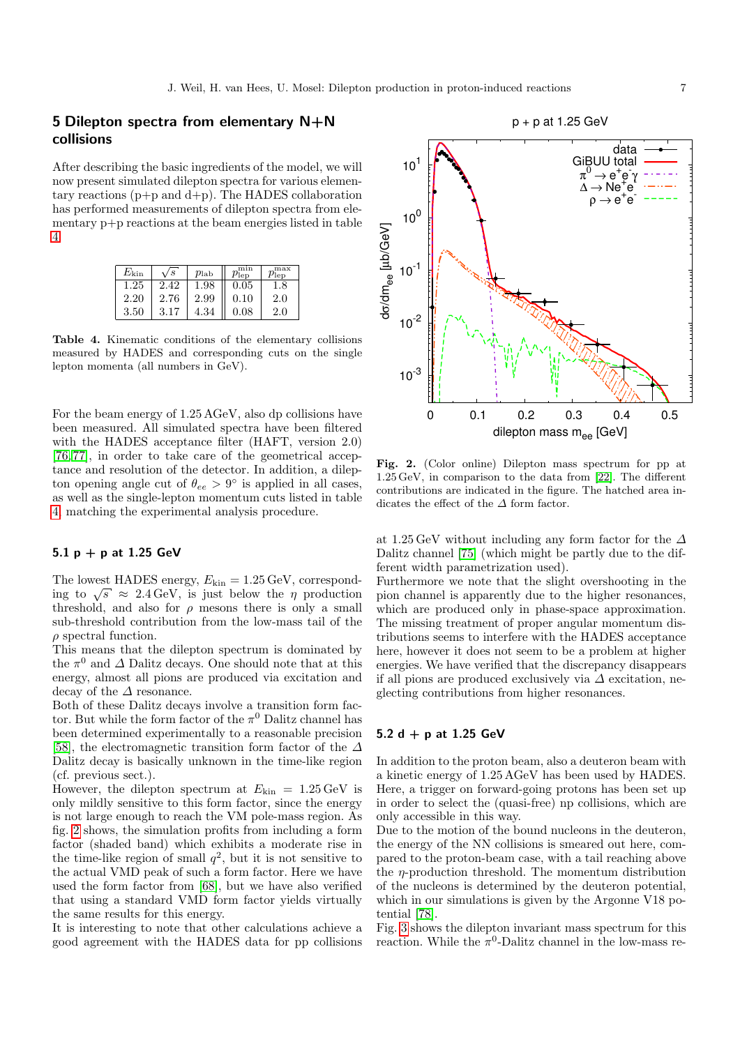## 5 Dilepton spectra from elementary N+N collisions

After describing the basic ingredients of the model, we will now present simulated dilepton spectra for various elementary reactions (p+p and d+p). The HADES collaboration has performed measurements of dilepton spectra from elementary p+p reactions at the beam energies listed in table 4.

| $E_{\rm kin}$ | $\sqrt{s}$ | $p_{\rm lab}$ | $p_{\rm lep}^{\rm min}$ | $p_{\rm lep}^{\rm max}$ |
|---|---|---|---|---|
| 1.25 | 2.42 | 1.98 | 0.05 | 1.8 |
| 2.20 | 2.76 | 2.99 | 0.10 | 2.0 |
| 3.50 | 3.17 | 4.34 | 0.08 | 2.0 |

**Table 4.** Kinematic conditions of the elementary collisions measured by HADES and corresponding cuts on the single lepton momenta (all numbers in GeV).

For the beam energy of 1.25 AGeV, also dp collisions have been measured. All simulated spectra have been filtered with the HADES acceptance filter (HAFT, version 2.0) [76,77], in order to take care of the geometrical acceptance and resolution of the detector. In addition, a dilepton opening angle cut of $\theta_{ee} > 9°$ is applied in all cases, as well as the single-lepton momentum cuts listed in table 4 matching the experimental analysis procedure.

### 5.1 p + p at 1.25 GeV

The lowest HADES energy, $E_{\rm kin} = 1.25$ GeV, corresponding to $\sqrt{s} \approx 2.4$ GeV, is just below the $\eta$ production threshold, and also for $\rho$ mesons there is only a small sub-threshold contribution from the low-mass tail of the $\rho$ spectral function.

This means that the dilepton spectrum is dominated by the $\pi^0$ and $\Delta$ Dalitz decays. One should note that at this energy, almost all pions are produced via excitation and decay of the $\Delta$ resonance.

Both of these Dalitz decays involve a transition form factor. But while the form factor of the $\pi^0$ Dalitz channel has been determined experimentally to a reasonable precision [58], the electromagnetic transition form factor of the $\Delta$ Dalitz decay is basically unknown in the time-like region (cf. previous sect.).

However, the dilepton spectrum at $E_{\rm kin} = 1.25$ GeV is only mildly sensitive to this form factor, since the energy is not large enough to reach the VM pole-mass region. As fig. 2 shows, the simulation profits from including a form factor (shaded band) which exhibits a moderate rise in the time-like region of small $q^2$, but it is not sensitive to the actual VMD peak of such a form factor. Here we have used the form factor from [68], but we have also verified that using a standard VMD form factor yields virtually the same results for this energy.

It is interesting to note that other calculations achieve a good agreement with the HADES data for pp collisions at 1.25 GeV without including any form factor for the $\Delta$ Dalitz channel [75] (which might be partly due to the different width parametrization used).

Furthermore we note that the slight overshooting in the pion channel is apparently due to the higher resonances, which are produced only in phase-space approximation. The missing treatment of proper angular momentum distributions seems to interfere with the HADES acceptance here, however it does not seem to be a problem at higher energies. We have verified that the discrepancy disappears if all pions are produced exclusively via $\Delta$ excitation, neglecting contributions from higher resonances.

**Fig. 2.** (Color online) Dilepton mass spectrum for pp at 1.25 GeV, in comparison to the data from [22]. The different contributions are indicated in the figure. The hatched area indicates the effect of the $\Delta$ form factor.

### 5.2 d + p at 1.25 GeV

In addition to the proton beam, also a deuteron beam with a kinetic energy of 1.25 AGeV has been used by HADES. Here, a trigger on forward-going protons has been set up in order to select the (quasi-free) np collisions, which are only accessible in this way.

Due to the motion of the bound nucleons in the deuteron, the energy of the NN collisions is smeared out here, compared to the proton-beam case, with a tail reaching above the $\eta$-production threshold. The momentum distribution of the nucleons is determined by the deuteron potential, which in our simulations is given by the Argonne V18 potential [78].

Fig. 3 shows the dilepton invariant mass spectrum for this reaction. While the $\pi^0$-Dalitz channel in the low-mass re-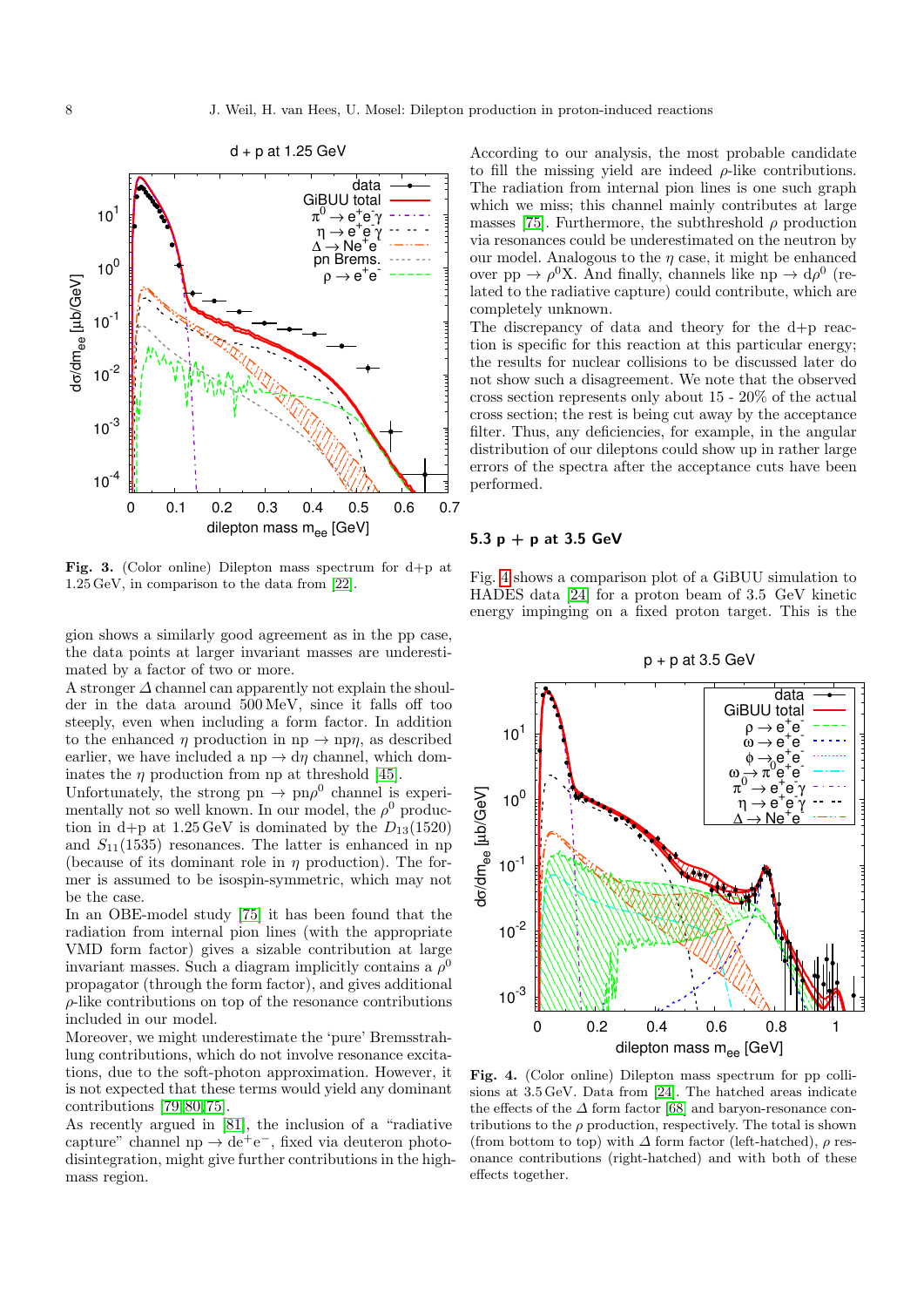Fig. 3. (Color online) Dilepton mass spectrum for d+p at 1.25 GeV, in comparison to the data from [22].

gion shows a similarly good agreement as in the pp case, the data points at larger invariant masses are underestimated by a factor of two or more.

A stronger $\Delta$ channel can apparently not explain the shoulder in the data around 500 MeV, since it falls off too steeply, even when including a form factor. In addition to the enhanced $\eta$ production in $np \to np\eta$, as described earlier, we have included a $np \to d\eta$ channel, which dominates the $\eta$ production from np at threshold [45].

Unfortunately, the strong $pn \to pn\rho^0$ channel is experimentally not so well known. In our model, the $\rho^0$ production in d+p at 1.25 GeV is dominated by the $D_{13}(1520)$ and $S_{11}(1535)$ resonances. The latter is enhanced in np (because of its dominant role in $\eta$ production). The former is assumed to be isospin-symmetric, which may not be the case.

In an OBE-model study [75] it has been found that the radiation from internal pion lines (with the appropriate VMD form factor) gives a sizable contribution at large invariant masses. Such a diagram implicitly contains a $\rho^0$ propagator (through the form factor), and gives additional $\rho$-like contributions on top of the resonance contributions included in our model.

Moreover, we might underestimate the 'pure' Bremsstrahlung contributions, which do not involve resonance excitations, due to the soft-photon approximation. However, it is not expected that these terms would yield any dominant contributions [79,80,75].

As recently argued in [81], the inclusion of a "radiative capture" channel $np \to de^+e^-$, fixed via deuteron photodisintegration, might give further contributions in the high-mass region.

According to our analysis, the most probable candidate to fill the missing yield are indeed $\rho$-like contributions. The radiation from internal pion lines is one such graph which we miss; this channel mainly contributes at large masses [75]. Furthermore, the subthreshold $\rho$ production via resonances could be underestimated on the neutron by our model. Analogous to the $\eta$ case, it might be enhanced over $pp \to \rho^0 X$. And finally, channels like $np \to d\rho^0$ (related to the radiative capture) could contribute, which are completely unknown.

The discrepancy of data and theory for the d+p reaction is specific for this reaction at this particular energy; the results for nuclear collisions to be discussed later do not show such a disagreement. We note that the observed cross section represents only about 15 - 20% of the actual cross section; the rest is being cut away by the acceptance filter. Thus, any deficiencies, for example, in the angular distribution of our dileptons could show up in rather large errors of the spectra after the acceptance cuts have been performed.

### 5.3 p + p at 3.5 GeV

Fig. 4 shows a comparison plot of a GiBUU simulation to HADES data [24] for a proton beam of 3.5 GeV kinetic energy impinging on a fixed proton target. This is the

Fig. 4. (Color online) Dilepton mass spectrum for pp collisions at 3.5 GeV. Data from [24]. The hatched areas indicate the effects of the $\Delta$ form factor [68] and baryon-resonance contributions to the $\rho$ production, respectively. The total is shown (from bottom to top) with $\Delta$ form factor (left-hatched), $\rho$ resonance contributions (right-hatched) and with both of these effects together.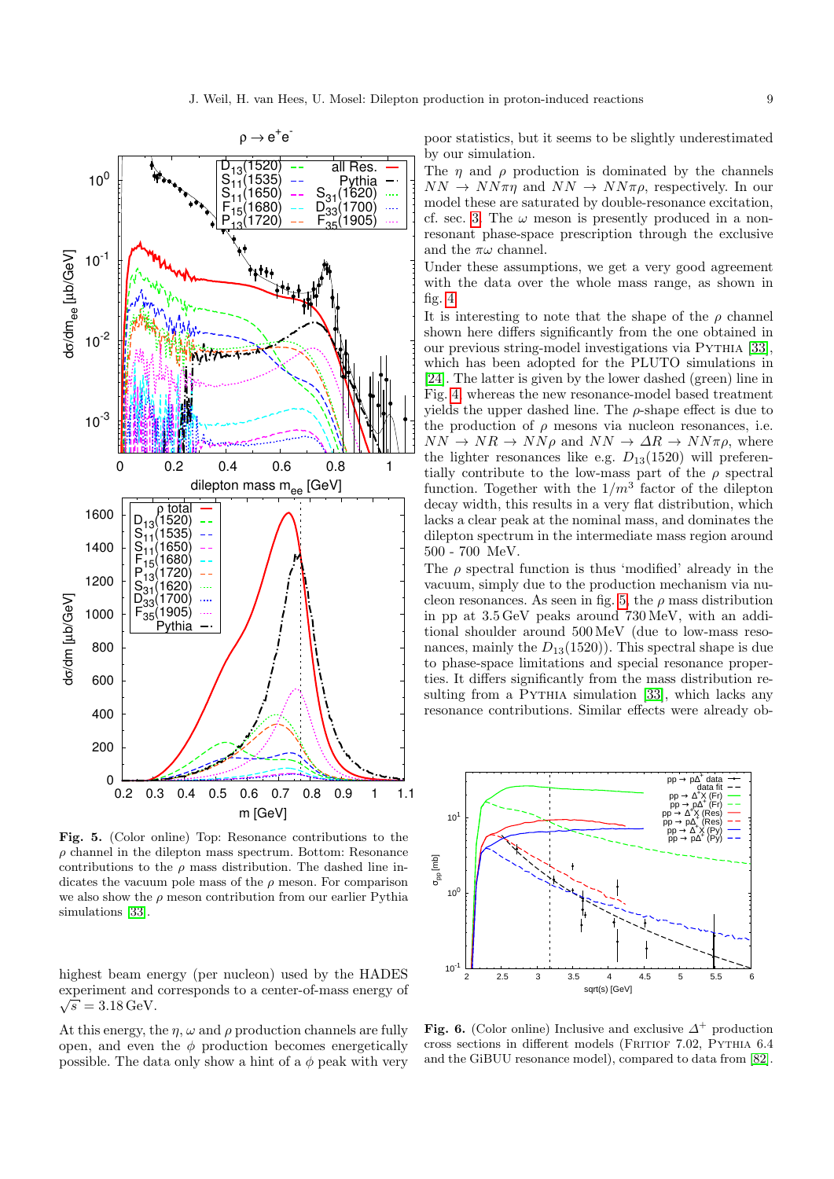poor statistics, but it seems to be slightly underestimated by our simulation.

The $\eta$ and $\rho$ production is dominated by the channels $NN \to NN\pi\eta$ and $NN \to NN\pi\rho$, respectively. In our model these are saturated by double-resonance excitation, cf. sec. 3. The $\omega$ meson is presently produced in a non-resonant phase-space prescription through the exclusive and the $\pi\omega$ channel.

Under these assumptions, we get a very good agreement with the data over the whole mass range, as shown in fig. 4.

It is interesting to note that the shape of the $\rho$ channel shown here differs significantly from the one obtained in our previous string-model investigations via Pythia [33], which has been adopted for the PLUTO simulations in [24]. The latter is given by the lower dashed (green) line in Fig. 4 whereas the new resonance-model based treatment yields the upper dashed line. The $\rho$-shape effect is due to the production of $\rho$ mesons via nucleon resonances, i.e. $NN \to NR \to NN\rho$ and $NN \to \Delta R \to NN\pi\rho$, where the lighter resonances like e.g. $D_{13}(1520)$ will preferentially contribute to the low-mass part of the $\rho$ spectral function. Together with the $1/m^3$ factor of the dilepton decay width, this results in a very flat distribution, which lacks a clear peak at the nominal mass, and dominates the dilepton spectrum in the intermediate mass region around 500 - 700 MeV.

The $\rho$ spectral function is thus 'modified' already in the vacuum, simply due to the production mechanism via nucleon resonances. As seen in fig. 5, the $\rho$ mass distribution in pp at 3.5 GeV peaks around 730 MeV, with an additional shoulder around 500 MeV (due to low-mass resonances, mainly the $D_{13}(1520)$). This spectral shape is due to phase-space limitations and special resonance properties. It differs significantly from the mass distribution resulting from a Pythia simulation [33], which lacks any resonance contributions. Similar effects were already ob-

**Fig. 5.** (Color online) Top: Resonance contributions to the $\rho$ channel in the dilepton mass spectrum. Bottom: Resonance contributions to the $\rho$ mass distribution. The dashed line indicates the vacuum pole mass of the $\rho$ meson. For comparison we also show the $\rho$ meson contribution from our earlier Pythia simulations [33].

highest beam energy (per nucleon) used by the HADES experiment and corresponds to a center-of-mass energy of $\sqrt{s} = 3.18$ GeV.

At this energy, the $\eta$, $\omega$ and $\rho$ production channels are fully open, and even the $\phi$ production becomes energetically possible. The data only show a hint of a $\phi$ peak with very

**Fig. 6.** (Color online) Inclusive and exclusive $\Delta^+$ production cross sections in different models (Fritiof 7.02, Pythia 6.4 and the GiBUU resonance model), compared to data from [82].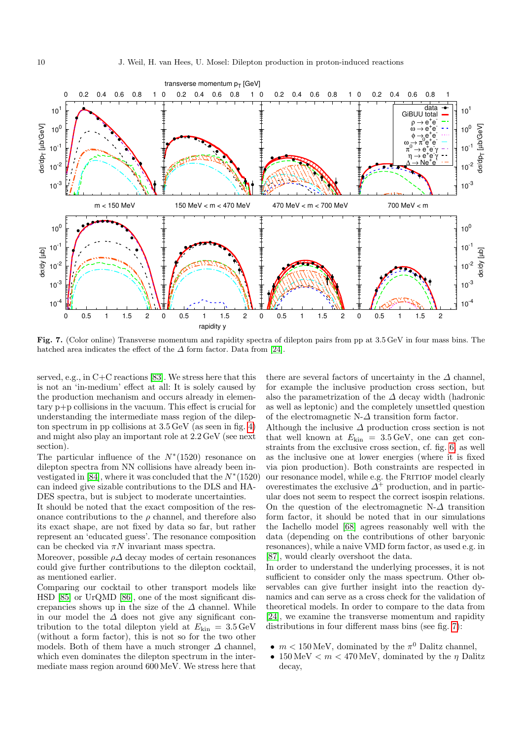**Fig. 7.** (Color online) Transverse momentum and rapidity spectra of dilepton pairs from pp at 3.5 GeV in four mass bins. The hatched area indicates the effect of the $\Delta$ form factor. Data from [24].

served, e.g., in C+C reactions [83]. We stress here that this is not an 'in-medium' effect at all: It is solely caused by the production mechanism and occurs already in elementary p+p collisions in the vacuum. This effect is crucial for understanding the intermediate mass region of the dilepton spectrum in pp collisions at 3.5 GeV (as seen in fig. 4) and might also play an important role at 2.2 GeV (see next section).

The particular influence of the $N^*(1520)$ resonance on dilepton spectra from NN collisions have already been investigated in [84], where it was concluded that the $N^*(1520)$ can indeed give sizable contributions to the DLS and HADES spectra, but is subject to moderate uncertainties.

It should be noted that the exact composition of the resonance contributions to the $\rho$ channel, and therefore also its exact shape, are not fixed by data so far, but rather represent an 'educated guess'. The resonance composition can be checked via $\pi N$ invariant mass spectra.

Moreover, possible $\rho\Delta$ decay modes of certain resonances could give further contributions to the dilepton cocktail, as mentioned earlier.

Comparing our cocktail to other transport models like HSD [85] or UrQMD [86], one of the most significant discrepancies shows up in the size of the $\Delta$ channel. While in our model the $\Delta$ does not give any significant contribution to the total dilepton yield at $E_{\mathrm{kin}} = 3.5\,\mathrm{GeV}$ (without a form factor), this is not so for the two other models. Both of them have a much stronger $\Delta$ channel, which even dominates the dilepton spectrum in the intermediate mass region around 600 MeV. We stress here that there are several factors of uncertainty in the $\Delta$ channel, for example the inclusive production cross section, but also the parametrization of the $\Delta$ decay width (hadronic as well as leptonic) and the completely unsettled question of the electromagnetic N-$\Delta$ transition form factor.

Although the inclusive $\Delta$ production cross section is not that well known at $E_{\mathrm{kin}} = 3.5\,\mathrm{GeV}$, one can get constraints from the exclusive cross section, cf. fig. 6, as well as the inclusive one at lower energies (where it is fixed via pion production). Both constraints are respected in our resonance model, while e.g. the FRITIOF model clearly overestimates the exclusive $\Delta^+$ production, and in particular does not seem to respect the correct isospin relations. On the question of the electromagnetic N-$\Delta$ transition form factor, it should be noted that in our simulations the Iachello model [68] agrees reasonably well with the data (depending on the contributions of other baryonic resonances), while a naive VMD form factor, as used e.g. in [87], would clearly overshoot the data.

In order to understand the underlying processes, it is not sufficient to consider only the mass spectrum. Other observables can give further insight into the reaction dynamics and can serve as a cross check for the validation of theoretical models. In order to compare to the data from [24], we examine the transverse momentum and rapidity distributions in four different mass bins (see fig. 7):

- $m < 150\,\mathrm{MeV}$, dominated by the $\pi^0$ Dalitz channel,
- $150\,\mathrm{MeV} < m < 470\,\mathrm{MeV}$, dominated by the $\eta$ Dalitz decay,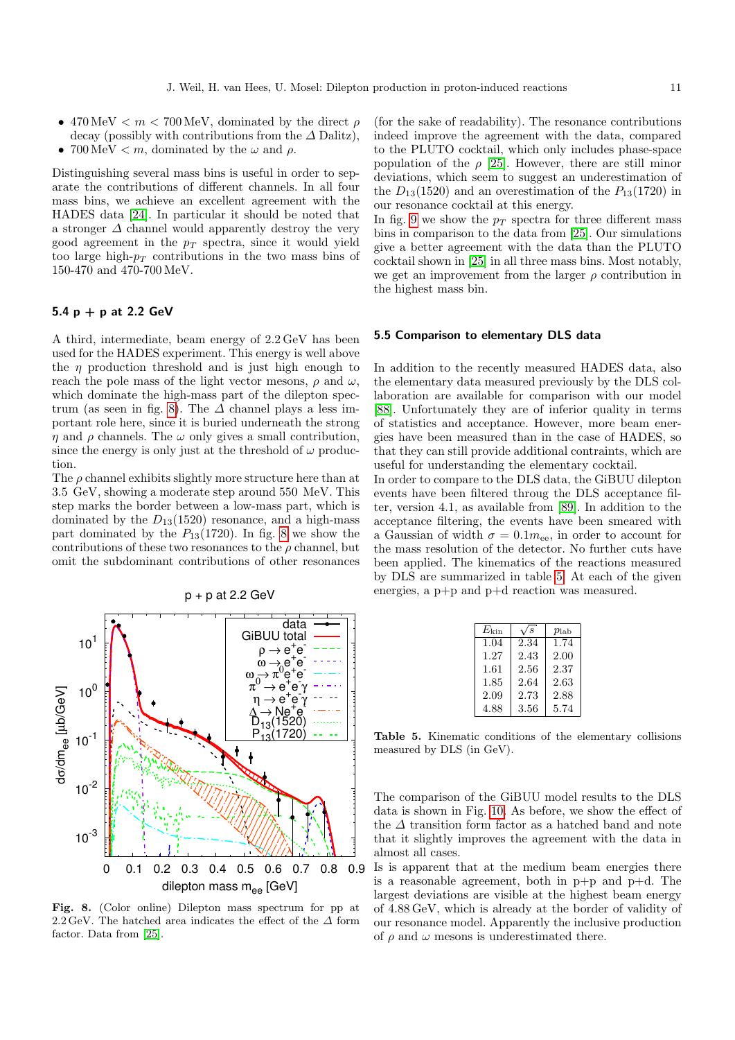- $470\,\text{MeV} < m < 700\,\text{MeV}$, dominated by the direct $\rho$ decay (possibly with contributions from the $\Delta$ Dalitz),
- $700\,\text{MeV} < m$, dominated by the $\omega$ and $\rho$.

Distinguishing several mass bins is useful in order to separate the contributions of different channels. In all four mass bins, we achieve an excellent agreement with the HADES data [24]. In particular it should be noted that a stronger $\Delta$ channel would apparently destroy the very good agreement in the $p_T$ spectra, since it would yield too large high-$p_T$ contributions in the two mass bins of 150-470 and 470-700 MeV.

### 5.4 p + p at 2.2 GeV

A third, intermediate, beam energy of 2.2 GeV has been used for the HADES experiment. This energy is well above the $\eta$ production threshold and is just high enough to reach the pole mass of the light vector mesons, $\rho$ and $\omega$, which dominate the high-mass part of the dilepton spectrum (as seen in fig. 8). The $\Delta$ channel plays a less important role here, since it is buried underneath the strong $\eta$ and $\rho$ channels. The $\omega$ only gives a small contribution, since the energy is only just at the threshold of $\omega$ production.

The $\rho$ channel exhibits slightly more structure here than at 3.5 GeV, showing a moderate step around 550 MeV. This step marks the border between a low-mass part, which is dominated by the $D_{13}(1520)$ resonance, and a high-mass part dominated by the $P_{13}(1720)$. In fig. 8 we show the contributions of these two resonances to the $\rho$ channel, but omit the subdominant contributions of other resonances

Fig. 8. (Color online) Dilepton mass spectrum for pp at 2.2 GeV. The hatched area indicates the effect of the $\Delta$ form factor. Data from [25].

(for the sake of readability). The resonance contributions indeed improve the agreement with the data, compared to the PLUTO cocktail, which only includes phase-space population of the $\rho$ [25]. However, there are still minor deviations, which seem to suggest an underestimation of the $D_{13}(1520)$ and an overestimation of the $P_{13}(1720)$ in our resonance cocktail at this energy.

In fig. 9 we show the $p_T$ spectra for three different mass bins in comparison to the data from [25]. Our simulations give a better agreement with the data than the PLUTO cocktail shown in [25] in all three mass bins. Most notably, we get an improvement from the larger $\rho$ contribution in the highest mass bin.

### 5.5 Comparison to elementary DLS data

In addition to the recently measured HADES data, also the elementary data measured previously by the DLS collaboration are available for comparison with our model [88]. Unfortunately they are of inferior quality in terms of statistics and acceptance. However, more beam energies have been measured than in the case of HADES, so that they can still provide additional contraints, which are useful for understanding the elementary cocktail.

In order to compare to the DLS data, the GiBUU dilepton events have been filtered throug the DLS acceptance filter, version 4.1, as available from [89]. In addition to the acceptance filtering, the events have been smeared with a Gaussian of width $\sigma = 0.1 m_{ee}$, in order to account for the mass resolution of the detector. No further cuts have been applied. The kinematics of the reactions measured by DLS are summarized in table 5. At each of the given energies, a p+p and p+d reaction was measured.

| $E_{\text{kin}}$ | $\sqrt{s}$ | $p_{\text{lab}}$ |
|---|---|---|
| 1.04 | 2.34 | 1.74 |
| 1.27 | 2.43 | 2.00 |
| 1.61 | 2.56 | 2.37 |
| 1.85 | 2.64 | 2.63 |
| 2.09 | 2.73 | 2.88 |
| 4.88 | 3.56 | 5.74 |

**Table 5.** Kinematic conditions of the elementary collisions measured by DLS (in GeV).

The comparison of the GiBUU model results to the DLS data is shown in Fig. 10. As before, we show the effect of the $\Delta$ transition form factor as a hatched band and note that it slightly improves the agreement with the data in almost all cases.

Is is apparent that at the medium beam energies there is a reasonable agreement, both in p+p and p+d. The largest deviations are visible at the highest beam energy of 4.88 GeV, which is already at the border of validity of our resonance model. Apparently the inclusive production of $\rho$ and $\omega$ mesons is underestimated there.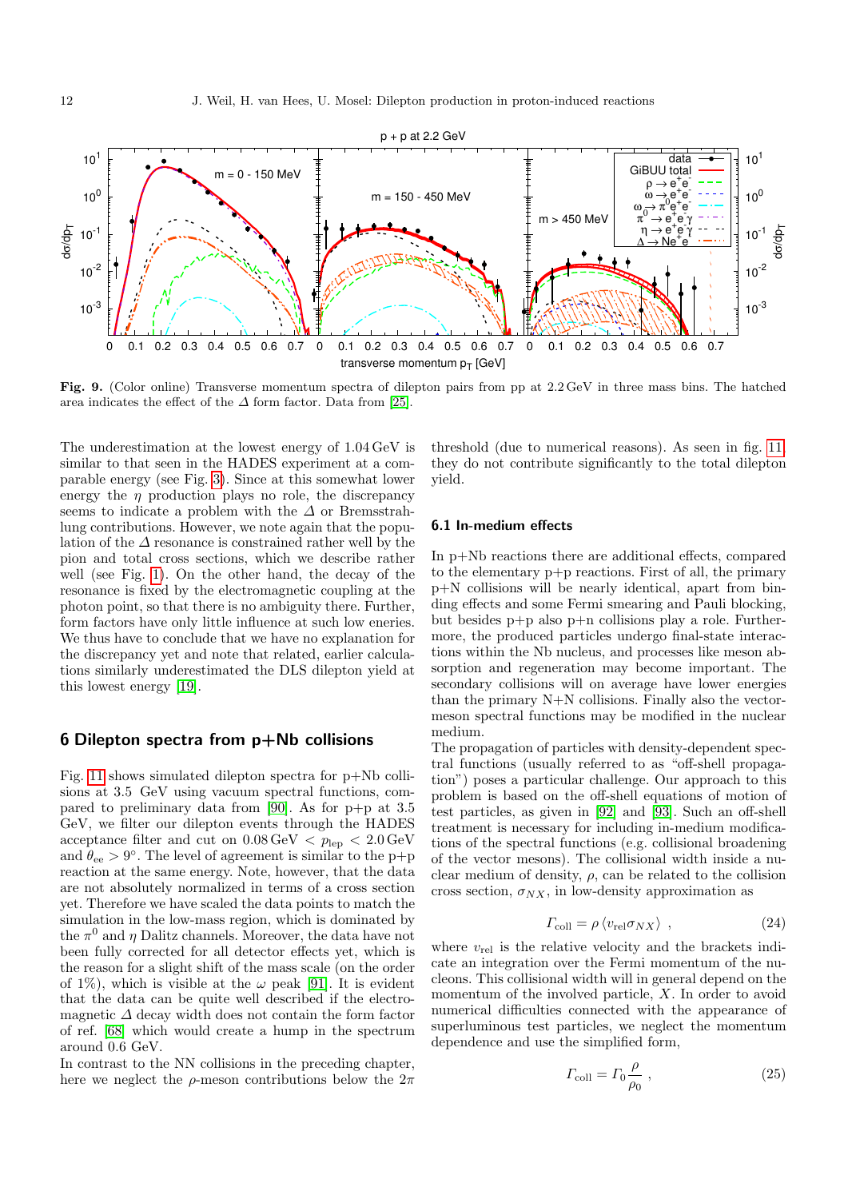**Fig. 9.** (Color online) Transverse momentum spectra of dilepton pairs from pp at 2.2 GeV in three mass bins. The hatched area indicates the effect of the $\Delta$ form factor. Data from [25].

The underestimation at the lowest energy of 1.04 GeV is similar to that seen in the HADES experiment at a comparable energy (see Fig. 3). Since at this somewhat lower energy the $\eta$ production plays no role, the discrepancy seems to indicate a problem with the $\Delta$ or Bremsstrahlung contributions. However, we note again that the population of the $\Delta$ resonance is constrained rather well by the pion and total cross sections, which we describe rather well (see Fig. 1). On the other hand, the decay of the resonance is fixed by the electromagnetic coupling at the photon point, so that there is no ambiguity there. Further, form factors have only little influence at such low eneries. We thus have to conclude that we have no explanation for the discrepancy yet and note that related, earlier calculations similarly underestimated the DLS dilepton yield at this lowest energy [19].

## 6 Dilepton spectra from p+Nb collisions

Fig. 11 shows simulated dilepton spectra for p+Nb collisions at 3.5 GeV using vacuum spectral functions, compared to preliminary data from [90]. As for p+p at 3.5 GeV, we filter our dilepton events through the HADES acceptance filter and cut on $0.08\,\mathrm{GeV} < p_{\mathrm{lep}} < 2.0\,\mathrm{GeV}$ and $\theta_{ee} > 9°$. The level of agreement is similar to the p+p reaction at the same energy. Note, however, that the data are not absolutely normalized in terms of a cross section yet. Therefore we have scaled the data points to match the simulation in the low-mass region, which is dominated by the $\pi^0$ and $\eta$ Dalitz channels. Moreover, the data have not been fully corrected for all detector effects yet, which is the reason for a slight shift of the mass scale (on the order of 1%), which is visible at the $\omega$ peak [91]. It is evident that the data can be quite well described if the electromagnetic $\Delta$ decay width does not contain the form factor of ref. [68] which would create a hump in the spectrum around 0.6 GeV.

In contrast to the NN collisions in the preceding chapter, here we neglect the $\rho$-meson contributions below the $2\pi$ threshold (due to numerical reasons). As seen in fig. 11, they do not contribute significantly to the total dilepton yield.

### 6.1 In-medium effects

In p+Nb reactions there are additional effects, compared to the elementary p+p reactions. First of all, the primary p+N collisions will be nearly identical, apart from binding effects and some Fermi smearing and Pauli blocking, but besides p+p also p+n collisions play a role. Furthermore, the produced particles undergo final-state interactions within the Nb nucleus, and processes like meson absorption and regeneration may become important. The secondary collisions will on average have lower energies than the primary N+N collisions. Finally also the vector-meson spectral functions may be modified in the nuclear medium.

The propagation of particles with density-dependent spectral functions (usually referred to as "off-shell propagation") poses a particular challenge. Our approach to this problem is based on the off-shell equations of motion of test particles, as given in [92] and [93]. Such an off-shell treatment is necessary for including in-medium modifications of the spectral functions (e.g. collisional broadening of the vector mesons). The collisional width inside a nuclear medium of density, $\rho$, can be related to the collision cross section, $\sigma_{NX}$, in low-density approximation as

$$\Gamma_{\mathrm{coll}} = \rho \, \langle v_{\mathrm{rel}} \sigma_{NX} \rangle \ , \tag{24}$$

where $v_{\mathrm{rel}}$ is the relative velocity and the brackets indicate an integration over the Fermi momentum of the nucleons. This collisional width will in general depend on the momentum of the involved particle, $X$. In order to avoid numerical difficulties connected with the appearance of superluminous test particles, we neglect the momentum dependence and use the simplified form,

$$\Gamma_{\mathrm{coll}} = \Gamma_0 \frac{\rho}{\rho_0} \ , \tag{25}$$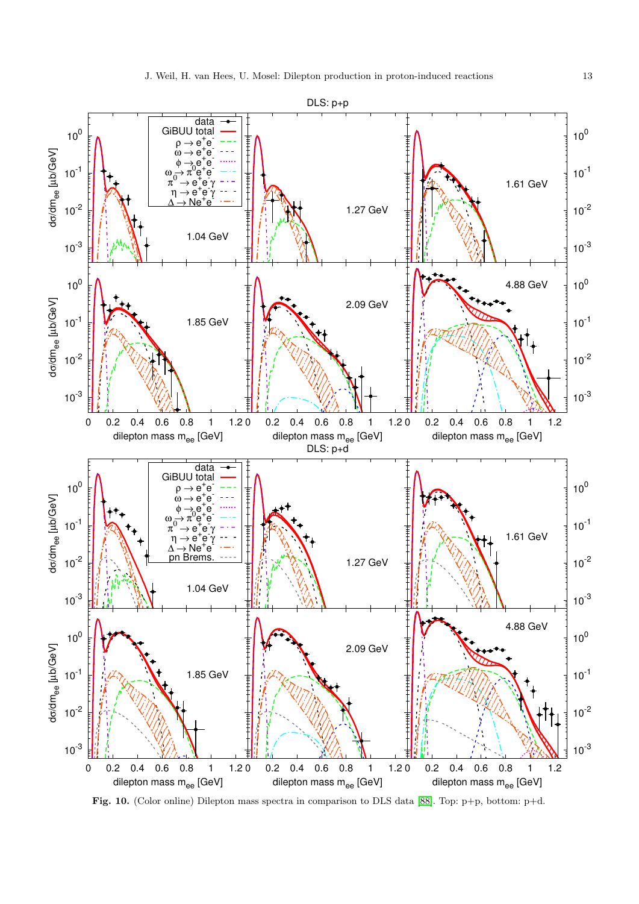Fig. 10. (Color online) Dilepton mass spectra in comparison to DLS data [88]. Top: p+p, bottom: p+d.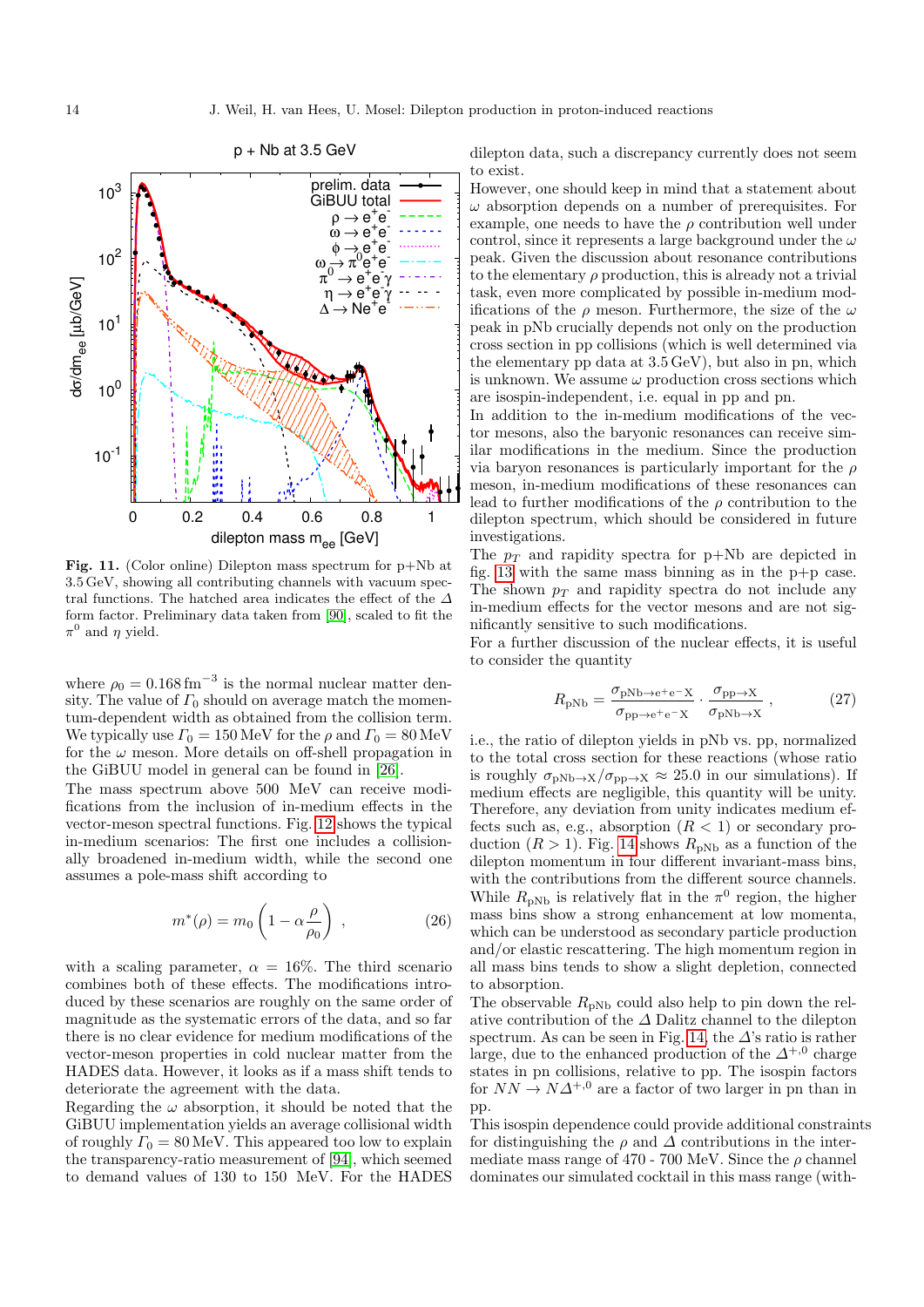Fig. 11. (Color online) Dilepton mass spectrum for p+Nb at 3.5 GeV, showing all contributing channels with vacuum spectral functions. The hatched area indicates the effect of the $\Delta$ form factor. Preliminary data taken from [90], scaled to fit the $\pi^0$ and $\eta$ yield.

where $\rho_0 = 0.168\,\mathrm{fm}^{-3}$ is the normal nuclear matter density. The value of $\Gamma_0$ should on average match the momentum-dependent width as obtained from the collision term. We typically use $\Gamma_0 = 150\,\mathrm{MeV}$ for the $\rho$ and $\Gamma_0 = 80\,\mathrm{MeV}$ for the $\omega$ meson. More details on off-shell propagation in the GiBUU model in general can be found in [26].

The mass spectrum above 500 MeV can receive modifications from the inclusion of in-medium effects in the vector-meson spectral functions. Fig. 12 shows the typical in-medium scenarios: The first one includes a collisionally broadened in-medium width, while the second one assumes a pole-mass shift according to

$$m^*(\rho) = m_0 \left(1 - \alpha \frac{\rho}{\rho_0}\right) , \qquad (26)$$

with a scaling parameter, $\alpha = 16\%$. The third scenario combines both of these effects. The modifications introduced by these scenarios are roughly on the same order of magnitude as the systematic errors of the data, and so far there is no clear evidence for medium modifications of the vector-meson properties in cold nuclear matter from the HADES data. However, it looks as if a mass shift tends to deteriorate the agreement with the data.

Regarding the $\omega$ absorption, it should be noted that the GiBUU implementation yields an average collisional width of roughly $\Gamma_0 = 80\,\mathrm{MeV}$. This appeared too low to explain the transparency-ratio measurement of [94], which seemed to demand values of 130 to 150 MeV. For the HADES dilepton data, such a discrepancy currently does not seem to exist.

However, one should keep in mind that a statement about $\omega$ absorption depends on a number of prerequisites. For example, one needs to have the $\rho$ contribution well under control, since it represents a large background under the $\omega$ peak. Given the discussion about resonance contributions to the elementary $\rho$ production, this is already not a trivial task, even more complicated by possible in-medium modifications of the $\rho$ meson. Furthermore, the size of the $\omega$ peak in pNb crucially depends not only on the production cross section in pp collisions (which is well determined via the elementary pp data at 3.5 GeV), but also in pn, which is unknown. We assume $\omega$ production cross sections which are isospin-independent, i.e. equal in pp and pn.

In addition to the in-medium modifications of the vector mesons, also the baryonic resonances can receive similar modifications in the medium. Since the production via baryon resonances is particularly important for the $\rho$ meson, in-medium modifications of these resonances can lead to further modifications of the $\rho$ contribution to the dilepton spectrum, which should be considered in future investigations.

The $p_T$ and rapidity spectra for p+Nb are depicted in fig. 13 with the same mass binning as in the p+p case. The shown $p_T$ and rapidity spectra do not include any in-medium effects for the vector mesons and are not significantly sensitive to such modifications.

For a further discussion of the nuclear effects, it is useful to consider the quantity

$$R_{\mathrm{pNb}} = \frac{\sigma_{\mathrm{pNb}\to e^+e^-X}}{\sigma_{\mathrm{pp}\to e^+e^-X}} \cdot \frac{\sigma_{\mathrm{pp}\to X}}{\sigma_{\mathrm{pNb}\to X}} , \qquad (27)$$

i.e., the ratio of dilepton yields in pNb vs. pp, normalized to the total cross section for these reactions (whose ratio is roughly $\sigma_{\mathrm{pNb}\to X}/\sigma_{\mathrm{pp}\to X} \approx 25.0$ in our simulations). If medium effects are negligible, this quantity will be unity. Therefore, any deviation from unity indicates medium effects such as, e.g., absorption ($R < 1$) or secondary production ($R > 1$). Fig. 14 shows $R_{\mathrm{pNb}}$ as a function of the dilepton momentum in four different invariant-mass bins, with the contributions from the different source channels. While $R_{\mathrm{pNb}}$ is relatively flat in the $\pi^0$ region, the higher mass bins show a strong enhancement at low momenta, which can be understood as secondary particle production and/or elastic rescattering. The high momentum region in all mass bins tends to show a slight depletion, connected to absorption.

The observable $R_{\mathrm{pNb}}$ could also help to pin down the relative contribution of the $\Delta$ Dalitz channel to the dilepton spectrum. As can be seen in Fig. 14, the $\Delta$'s ratio is rather large, due to the enhanced production of the $\Delta^{+,0}$ charge states in pn collisions, relative to pp. The isospin factors for $NN \to N\Delta^{+,0}$ are a factor of two larger in pn than in pp.

This isospin dependence could provide additional constraints for distinguishing the $\rho$ and $\Delta$ contributions in the intermediate mass range of 470 - 700 MeV. Since the $\rho$ channel dominates our simulated cocktail in this mass range (with-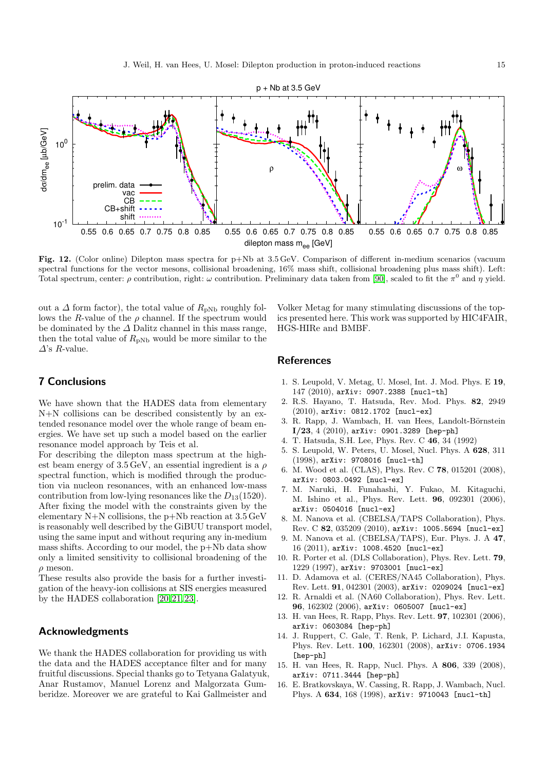**Fig. 12.** (Color online) Dilepton mass spectra for p+Nb at 3.5 GeV. Comparison of different in-medium scenarios (vacuum spectral functions for the vector mesons, collisional broadening, 16% mass shift, collisional broadening plus mass shift). Left: Total spectrum, center: $\rho$ contribution, right: $\omega$ contribution. Preliminary data taken from [90], scaled to fit the $\pi^0$ and $\eta$ yield.

out a $\Delta$ form factor), the total value of $R_{\mathrm{pNb}}$ roughly follows the $R$-value of the $\rho$ channel. If the spectrum would be dominated by the $\Delta$ Dalitz channel in this mass range, then the total value of $R_{\mathrm{pNb}}$ would be more similar to the $\Delta$'s $R$-value.

## 7 Conclusions

We have shown that the HADES data from elementary N+N collisions can be described consistently by an extended resonance model over the whole range of beam energies. We have set up such a model based on the earlier resonance model approach by Teis et al.

For describing the dilepton mass spectrum at the highest beam energy of 3.5 GeV, an essential ingredient is a $\rho$ spectral function, which is modified through the production via nucleon resonances, with an enhanced low-mass contribution from low-lying resonances like the $D_{13}(1520)$. After fixing the model with the constraints given by the elementary N+N collisions, the p+Nb reaction at 3.5 GeV is reasonably well described by the GiBUU transport model, using the same input and without requring any in-medium mass shifts. According to our model, the p+Nb data show only a limited sensitivity to collisional broadening of the $\rho$ meson.

These results also provide the basis for a further investigation of the heavy-ion collisions at SIS energies measured by the HADES collaboration [20,21,23].

## Acknowledgments

We thank the HADES collaboration for providing us with the data and the HADES acceptance filter and for many fruitful discussions. Special thanks go to Tetyana Galatyuk, Anar Rustamov, Manuel Lorenz and Malgorzata Gumberidze. Moreover we are grateful to Kai Gallmeister and Volker Metag for many stimulating discussions of the topics presented here. This work was supported by HIC4FAIR, HGS-HIRe and BMBF.

## References

1. S. Leupold, V. Metag, U. Mosel, Int. J. Mod. Phys. E **19**, 147 (2010), arXiv: 0907.2388 [nucl-th]
2. R.S. Hayano, T. Hatsuda, Rev. Mod. Phys. **82**, 2949 (2010), arXiv: 0812.1702 [nucl-ex]
3. R. Rapp, J. Wambach, H. van Hees, Landolt-Börnstein **I/23**, 4 (2010), arXiv: 0901.3289 [hep-ph]
4. T. Hatsuda, S.H. Lee, Phys. Rev. C **46**, 34 (1992)
5. S. Leupold, W. Peters, U. Mosel, Nucl. Phys. A **628**, 311 (1998), arXiv: 9708016 [nucl-th]
6. M. Wood et al. (CLAS), Phys. Rev. C **78**, 015201 (2008), arXiv: 0803.0492 [nucl-ex]
7. M. Naruki, H. Funahashi, Y. Fukao, M. Kitaguchi, M. Ishino et al., Phys. Rev. Lett. **96**, 092301 (2006), arXiv: 0504016 [nucl-ex]
8. M. Nanova et al. (CBELSA/TAPS Collaboration), Phys. Rev. C **82**, 035209 (2010), arXiv: 1005.5694 [nucl-ex]
9. M. Nanova et al. (CBELSA/TAPS), Eur. Phys. J. A **47**, 16 (2011), arXiv: 1008.4520 [nucl-ex]
10. R. Porter et al. (DLS Collaboration), Phys. Rev. Lett. **79**, 1229 (1997), arXiv: 9703001 [nucl-ex]
11. D. Adamova et al. (CERES/NA45 Collaboration), Phys. Rev. Lett. **91**, 042301 (2003), arXiv: 0209024 [nucl-ex]
12. R. Arnaldi et al. (NA60 Collaboration), Phys. Rev. Lett. **96**, 162302 (2006), arXiv: 0605007 [nucl-ex]
13. H. van Hees, R. Rapp, Phys. Rev. Lett. **97**, 102301 (2006), arXiv: 0603084 [hep-ph]
14. J. Ruppert, C. Gale, T. Renk, P. Lichard, J.I. Kapusta, Phys. Rev. Lett. **100**, 162301 (2008), arXiv: 0706.1934 [hep-ph]
15. H. van Hees, R. Rapp, Nucl. Phys. A **806**, 339 (2008), arXiv: 0711.3444 [hep-ph]
16. E. Bratkovskaya, W. Cassing, R. Rapp, J. Wambach, Nucl. Phys. A **634**, 168 (1998), arXiv: 9710043 [nucl-th]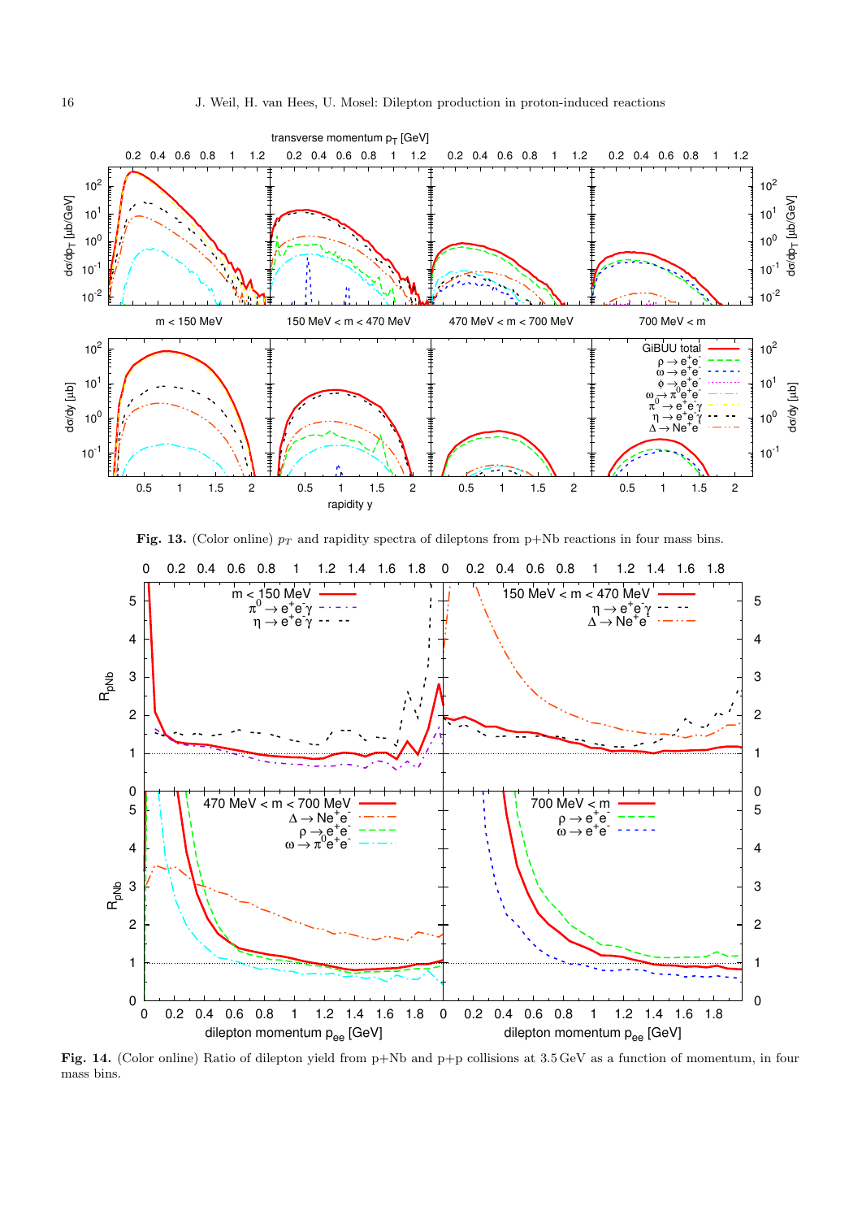**Fig. 13.** (Color online) $p_T$ and rapidity spectra of dileptons from p+Nb reactions in four mass bins.

**Fig. 14.** (Color online) Ratio of dilepton yield from p+Nb and p+p collisions at 3.5 GeV as a function of momentum, in four mass bins.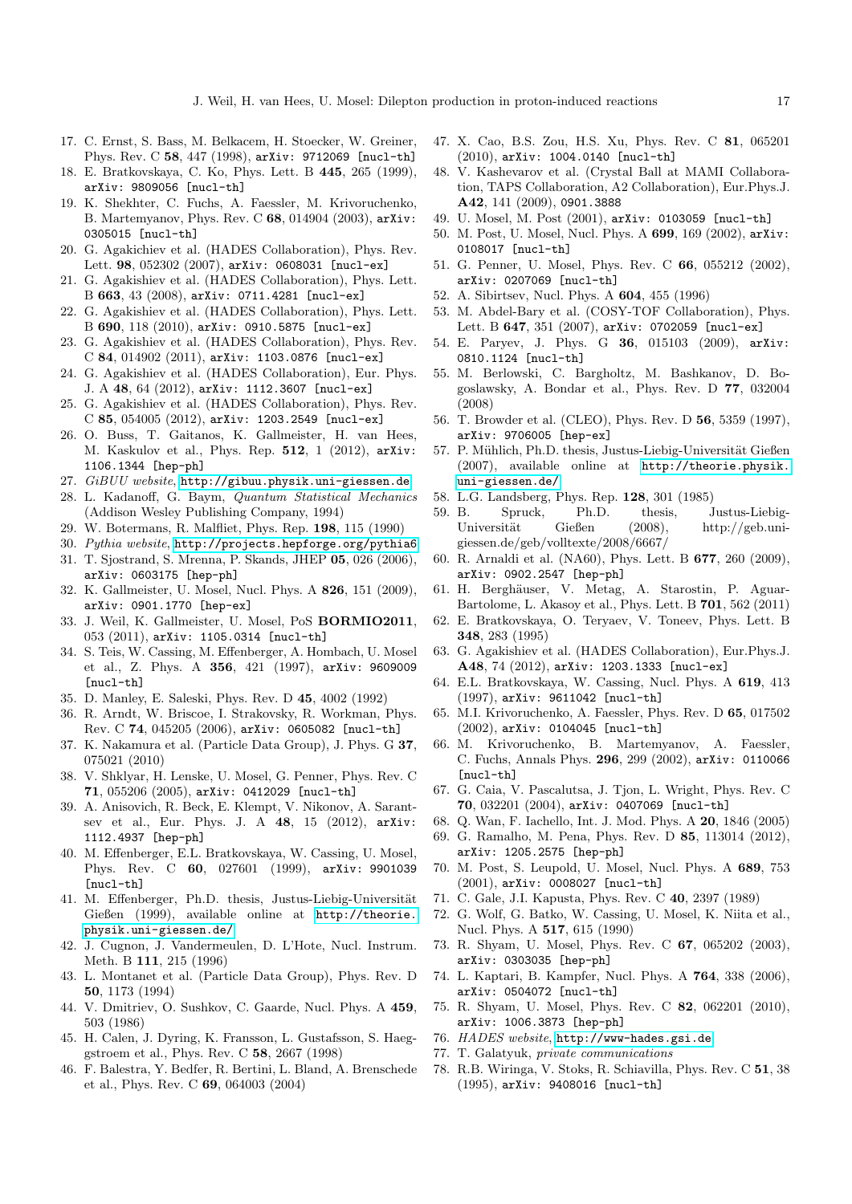17. C. Ernst, S. Bass, M. Belkacem, H. Stoecker, W. Greiner, Phys. Rev. C **58**, 447 (1998), `arXiv: 9712069 [nucl-th]`
18. E. Bratkovskaya, C. Ko, Phys. Lett. B **445**, 265 (1999), `arXiv: 9809056 [nucl-th]`
19. K. Shekhter, C. Fuchs, A. Faessler, M. Krivoruchenko, B. Martemyanov, Phys. Rev. C **68**, 014904 (2003), `arXiv: 0305015 [nucl-th]`
20. G. Agakichiev et al. (HADES Collaboration), Phys. Rev. Lett. **98**, 052302 (2007), `arXiv: 0608031 [nucl-ex]`
21. G. Agakishiev et al. (HADES Collaboration), Phys. Lett. B **663**, 43 (2008), `arXiv: 0711.4281 [nucl-ex]`
22. G. Agakishiev et al. (HADES Collaboration), Phys. Lett. B **690**, 118 (2010), `arXiv: 0910.5875 [nucl-ex]`
23. G. Agakishiev et al. (HADES Collaboration), Phys. Rev. C **84**, 014902 (2011), `arXiv: 1103.0876 [nucl-ex]`
24. G. Agakishiev et al. (HADES Collaboration), Eur. Phys. J. A **48**, 64 (2012), `arXiv: 1112.3607 [nucl-ex]`
25. G. Agakishiev et al. (HADES Collaboration), Phys. Rev. C **85**, 054005 (2012), `arXiv: 1203.2549 [nucl-ex]`
26. O. Buss, T. Gaitanos, K. Gallmeister, H. van Hees, M. Kaskulov et al., Phys. Rep. **512**, 1 (2012), `arXiv: 1106.1344 [hep-ph]`
27. *GiBUU website*, `http://gibuu.physik.uni-giessen.de`
28. L. Kadanoff, G. Baym, *Quantum Statistical Mechanics* (Addison Wesley Publishing Company, 1994)
29. W. Botermans, R. Malfliet, Phys. Rep. **198**, 115 (1990)
30. *Pythia website*, `http://projects.hepforge.org/pythia6`
31. T. Sjostrand, S. Mrenna, P. Skands, JHEP **05**, 026 (2006), `arXiv: 0603175 [hep-ph]`
32. K. Gallmeister, U. Mosel, Nucl. Phys. A **826**, 151 (2009), `arXiv: 0901.1770 [hep-ex]`
33. J. Weil, K. Gallmeister, U. Mosel, PoS **BORMIO2011**, 053 (2011), `arXiv: 1105.0314 [nucl-th]`
34. S. Teis, W. Cassing, M. Effenberger, A. Hombach, U. Mosel et al., Z. Phys. A **356**, 421 (1997), `arXiv: 9609009 [nucl-th]`
35. D. Manley, E. Saleski, Phys. Rev. D **45**, 4002 (1992)
36. R. Arndt, W. Briscoe, I. Strakovsky, R. Workman, Phys. Rev. C **74**, 045205 (2006), `arXiv: 0605082 [nucl-th]`
37. K. Nakamura et al. (Particle Data Group), J. Phys. G **37**, 075021 (2010)
38. V. Shklyar, H. Lenske, U. Mosel, G. Penner, Phys. Rev. C **71**, 055206 (2005), `arXiv: 0412029 [nucl-th]`
39. A. Anisovich, R. Beck, E. Klempt, V. Nikonov, A. Sarantsev et al., Eur. Phys. J. A **48**, 15 (2012), `arXiv: 1112.4937 [hep-ph]`
40. M. Effenberger, E.L. Bratkovskaya, W. Cassing, U. Mosel, Phys. Rev. C **60**, 027601 (1999), `arXiv: 9901039 [nucl-th]`
41. M. Effenberger, Ph.D. thesis, Justus-Liebig-Universität Gießen (1999), available online at `http://theorie.physik.uni-giessen.de/`
42. J. Cugnon, J. Vandermeulen, D. L'Hote, Nucl. Instrum. Meth. B **111**, 215 (1996)
43. L. Montanet et al. (Particle Data Group), Phys. Rev. D **50**, 1173 (1994)
44. V. Dmitriev, O. Sushkov, C. Gaarde, Nucl. Phys. A **459**, 503 (1986)
45. H. Calen, J. Dyring, K. Fransson, L. Gustafsson, S. Haeggstroem et al., Phys. Rev. C **58**, 2667 (1998)
46. F. Balestra, Y. Bedfer, R. Bertini, L. Bland, A. Brenschede et al., Phys. Rev. C **69**, 064003 (2004)
47. X. Cao, B.S. Zou, H.S. Xu, Phys. Rev. C **81**, 065201 (2010), `arXiv: 1004.0140 [nucl-th]`
48. V. Kashevarov et al. (Crystal Ball at MAMI Collaboration, TAPS Collaboration, A2 Collaboration), Eur.Phys.J. **A42**, 141 (2009), `0901.3888`
49. U. Mosel, M. Post (2001), `arXiv: 0103059 [nucl-th]`
50. M. Post, U. Mosel, Nucl. Phys. A **699**, 169 (2002), `arXiv: 0108017 [nucl-th]`
51. G. Penner, U. Mosel, Phys. Rev. C **66**, 055212 (2002), `arXiv: 0207069 [nucl-th]`
52. A. Sibirtsev, Nucl. Phys. A **604**, 455 (1996)
53. M. Abdel-Bary et al. (COSY-TOF Collaboration), Phys. Lett. B **647**, 351 (2007), `arXiv: 0702059 [nucl-ex]`
54. E. Paryev, J. Phys. G **36**, 015103 (2009), `arXiv: 0810.1124 [nucl-th]`
55. M. Berlowski, C. Bargholtz, M. Bashkanov, D. Bogoslawsky, A. Bondar et al., Phys. Rev. D **77**, 032004 (2008)
56. T. Browder et al. (CLEO), Phys. Rev. D **56**, 5359 (1997), `arXiv: 9706005 [hep-ex]`
57. P. Mühlich, Ph.D. thesis, Justus-Liebig-Universität Gießen (2007), available online at `http://theorie.physik.uni-giessen.de/`
58. L.G. Landsberg, Phys. Rep. **128**, 301 (1985)
59. B. Spruck, Ph.D. thesis, Justus-Liebig-Universität Gießen (2008), http://geb.uni-giessen.de/geb/volltexte/2008/6667/
60. R. Arnaldi et al. (NA60), Phys. Lett. B **677**, 260 (2009), `arXiv: 0902.2547 [hep-ph]`
61. H. Berghäuser, V. Metag, A. Starostin, P. Aguar-Bartolome, L. Akasoy et al., Phys. Lett. B **701**, 562 (2011)
62. E. Bratkovskaya, O. Teryaev, V. Toneev, Phys. Lett. B **348**, 283 (1995)
63. G. Agakishiev et al. (HADES Collaboration), Eur.Phys.J. **A48**, 74 (2012), `arXiv: 1203.1333 [nucl-ex]`
64. E.L. Bratkovskaya, W. Cassing, Nucl. Phys. A **619**, 413 (1997), `arXiv: 9611042 [nucl-th]`
65. M.I. Krivoruchenko, A. Faessler, Phys. Rev. D **65**, 017502 (2002), `arXiv: 0104045 [nucl-th]`
66. M. Krivoruchenko, B. Martemyanov, A. Faessler, C. Fuchs, Annals Phys. **296**, 299 (2002), `arXiv: 0110066 [nucl-th]`
67. G. Caia, V. Pascalutsa, J. Tjon, L. Wright, Phys. Rev. C **70**, 032201 (2004), `arXiv: 0407069 [nucl-th]`
68. Q. Wan, F. Iachello, Int. J. Mod. Phys. A **20**, 1846 (2005)
69. G. Ramalho, M. Pena, Phys. Rev. D **85**, 113014 (2012), `arXiv: 1205.2575 [hep-ph]`
70. M. Post, S. Leupold, U. Mosel, Nucl. Phys. A **689**, 753 (2001), `arXiv: 0008027 [nucl-th]`
71. C. Gale, J.I. Kapusta, Phys. Rev. C **40**, 2397 (1989)
72. G. Wolf, G. Batko, W. Cassing, U. Mosel, K. Niita et al., Nucl. Phys. A **517**, 615 (1990)
73. R. Shyam, U. Mosel, Phys. Rev. C **67**, 065202 (2003), `arXiv: 0303035 [hep-ph]`
74. L. Kaptari, B. Kampfer, Nucl. Phys. A **764**, 338 (2006), `arXiv: 0504072 [nucl-th]`
75. R. Shyam, U. Mosel, Phys. Rev. C **82**, 062201 (2010), `arXiv: 1006.3873 [hep-ph]`
76. *HADES website*, `http://www-hades.gsi.de`
77. T. Galatyuk, *private communications*
78. R.B. Wiringa, V. Stoks, R. Schiavilla, Phys. Rev. C **51**, 38 (1995), `arXiv: 9408016 [nucl-th]`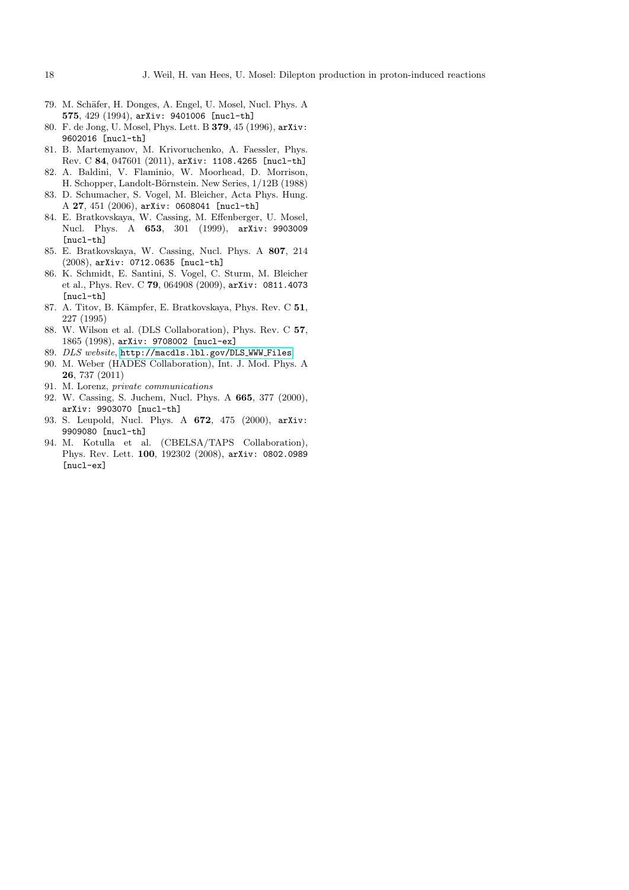79. M. Schäfer, H. Donges, A. Engel, U. Mosel, Nucl. Phys. A **575**, 429 (1994), arXiv: 9401006 [nucl-th]
80. F. de Jong, U. Mosel, Phys. Lett. B **379**, 45 (1996), arXiv: 9602016 [nucl-th]
81. B. Martemyanov, M. Krivoruchenko, A. Faessler, Phys. Rev. C **84**, 047601 (2011), arXiv: 1108.4265 [nucl-th]
82. A. Baldini, V. Flaminio, W. Moorhead, D. Morrison, H. Schopper, Landolt-Börnstein. New Series, 1/12B (1988)
83. D. Schumacher, S. Vogel, M. Bleicher, Acta Phys. Hung. A **27**, 451 (2006), arXiv: 0608041 [nucl-th]
84. E. Bratkovskaya, W. Cassing, M. Effenberger, U. Mosel, Nucl. Phys. A **653**, 301 (1999), arXiv: 9903009 [nucl-th]
85. E. Bratkovskaya, W. Cassing, Nucl. Phys. A **807**, 214 (2008), arXiv: 0712.0635 [nucl-th]
86. K. Schmidt, E. Santini, S. Vogel, C. Sturm, M. Bleicher et al., Phys. Rev. C **79**, 064908 (2009), arXiv: 0811.4073 [nucl-th]
87. A. Titov, B. Kämpfer, E. Bratkovskaya, Phys. Rev. C **51**, 227 (1995)
88. W. Wilson et al. (DLS Collaboration), Phys. Rev. C **57**, 1865 (1998), arXiv: 9708002 [nucl-ex]
89. *DLS website*, http://macdls.lbl.gov/DLS_WWW_Files
90. M. Weber (HADES Collaboration), Int. J. Mod. Phys. A **26**, 737 (2011)
91. M. Lorenz, *private communications*
92. W. Cassing, S. Juchem, Nucl. Phys. A **665**, 377 (2000), arXiv: 9903070 [nucl-th]
93. S. Leupold, Nucl. Phys. A **672**, 475 (2000), arXiv: 9909080 [nucl-th]
94. M. Kotulla et al. (CBELSA/TAPS Collaboration), Phys. Rev. Lett. **100**, 192302 (2008), arXiv: 0802.0989 [nucl-ex]